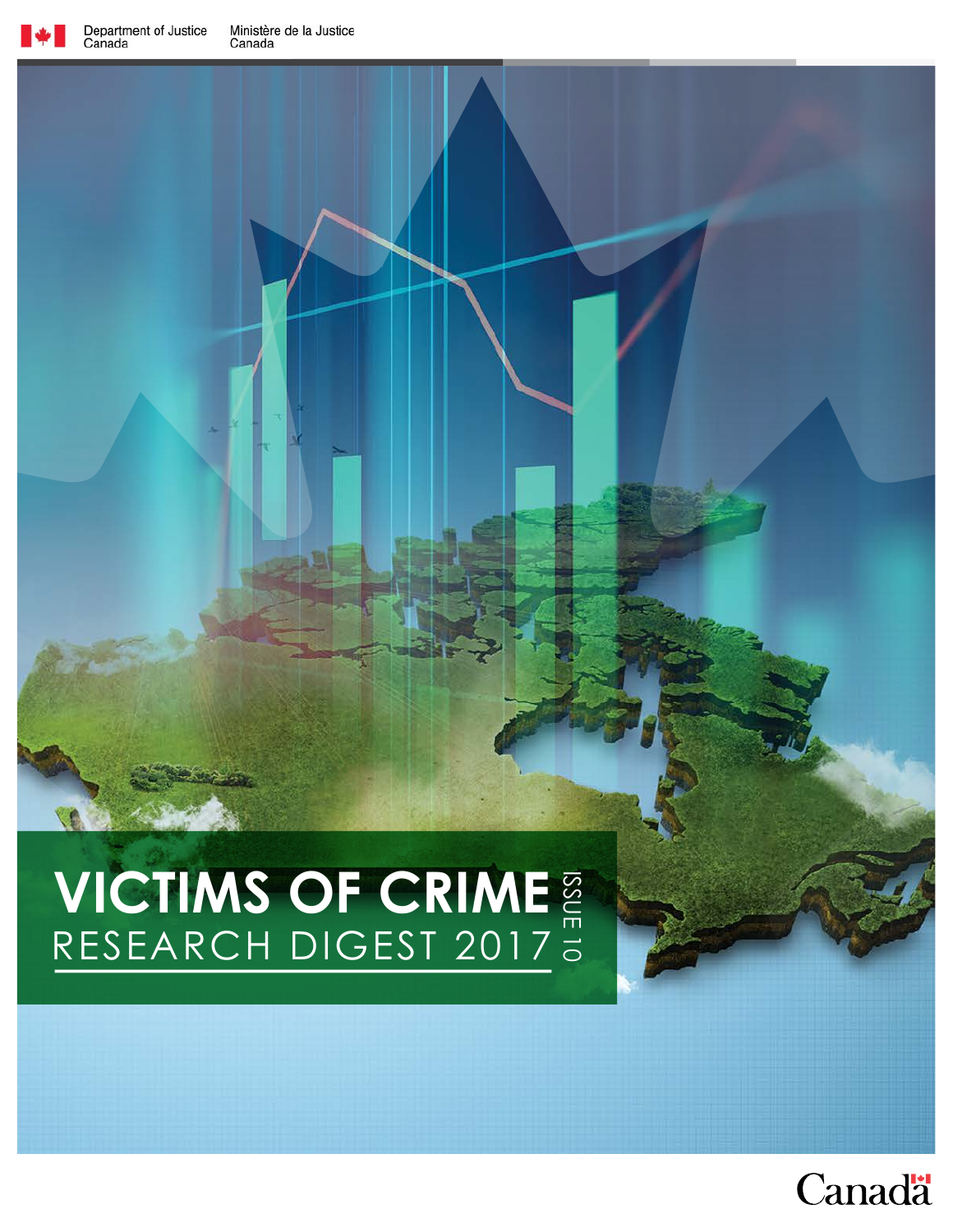Department of Justice Canada | Ministère de la Justice Canada

# VICTIMS OF CRIME

## RESEARCH DIGEST 2017

ISSUE 10

Canada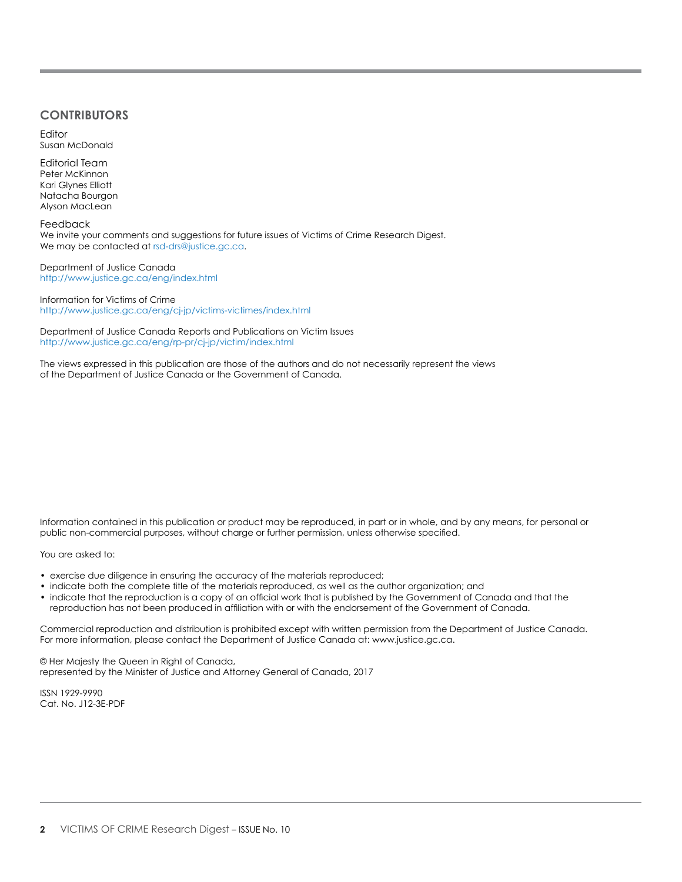## CONTRIBUTORS

Editor
Susan McDonald

Editorial Team
Peter McKinnon
Kari Glynes Elliott
Natacha Bourgon
Alyson MacLean

Feedback
We invite your comments and suggestions for future issues of Victims of Crime Research Digest.
We may be contacted at rsd-drs@justice.gc.ca.

Department of Justice Canada
http://www.justice.gc.ca/eng/index.html

Information for Victims of Crime
http://www.justice.gc.ca/eng/cj-jp/victims-victimes/index.html

Department of Justice Canada Reports and Publications on Victim Issues
http://www.justice.gc.ca/eng/rp-pr/cj-jp/victim/index.html

The views expressed in this publication are those of the authors and do not necessarily represent the views of the Department of Justice Canada or the Government of Canada.

Information contained in this publication or product may be reproduced, in part or in whole, and by any means, for personal or public non-commercial purposes, without charge or further permission, unless otherwise specified.

You are asked to:

- exercise due diligence in ensuring the accuracy of the materials reproduced;
- indicate both the complete title of the materials reproduced, as well as the author organization; and
- indicate that the reproduction is a copy of an official work that is published by the Government of Canada and that the reproduction has not been produced in affiliation with or with the endorsement of the Government of Canada.

Commercial reproduction and distribution is prohibited except with written permission from the Department of Justice Canada. For more information, please contact the Department of Justice Canada at: www.justice.gc.ca.

© Her Majesty the Queen in Right of Canada,
represented by the Minister of Justice and Attorney General of Canada, 2017

ISSN 1929-9990
Cat. No. J12-3E-PDF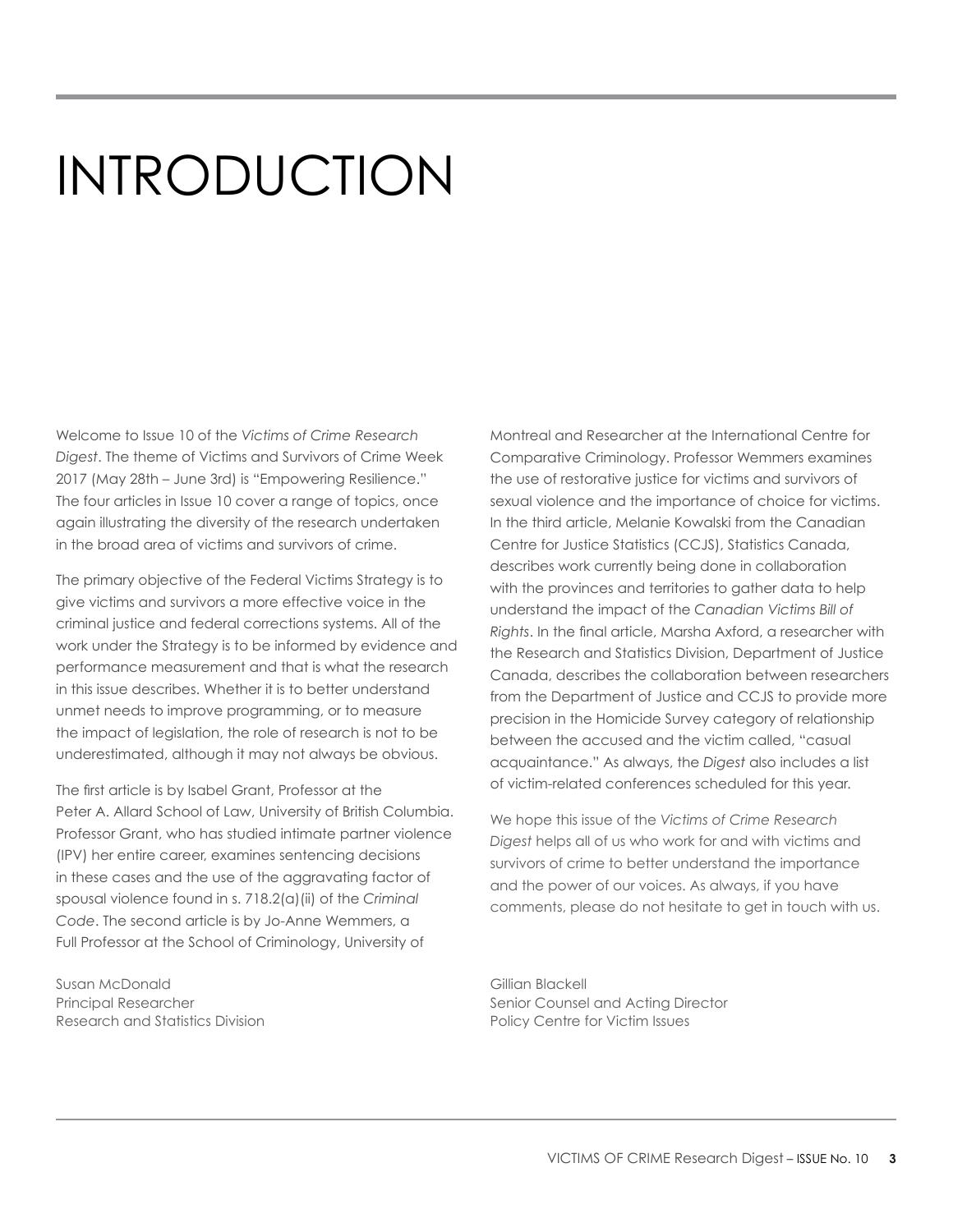# INTRODUCTION

Welcome to Issue 10 of the *Victims of Crime Research Digest*. The theme of Victims and Survivors of Crime Week 2017 (May 28th – June 3rd) is "Empowering Resilience." The four articles in Issue 10 cover a range of topics, once again illustrating the diversity of the research undertaken in the broad area of victims and survivors of crime.

The primary objective of the Federal Victims Strategy is to give victims and survivors a more effective voice in the criminal justice and federal corrections systems. All of the work under the Strategy is to be informed by evidence and performance measurement and that is what the research in this issue describes. Whether it is to better understand unmet needs to improve programming, or to measure the impact of legislation, the role of research is not to be underestimated, although it may not always be obvious.

The first article is by Isabel Grant, Professor at the Peter A. Allard School of Law, University of British Columbia. Professor Grant, who has studied intimate partner violence (IPV) her entire career, examines sentencing decisions in these cases and the use of the aggravating factor of spousal violence found in s. 718.2(a)(ii) of the *Criminal Code*. The second article is by Jo-Anne Wemmers, a Full Professor at the School of Criminology, University of Montreal and Researcher at the International Centre for Comparative Criminology. Professor Wemmers examines the use of restorative justice for victims and survivors of sexual violence and the importance of choice for victims. In the third article, Melanie Kowalski from the Canadian Centre for Justice Statistics (CCJS), Statistics Canada, describes work currently being done in collaboration with the provinces and territories to gather data to help understand the impact of the *Canadian Victims Bill of Rights*. In the final article, Marsha Axford, a researcher with the Research and Statistics Division, Department of Justice Canada, describes the collaboration between researchers from the Department of Justice and CCJS to provide more precision in the Homicide Survey category of relationship between the accused and the victim called, "casual acquaintance." As always, the *Digest* also includes a list of victim-related conferences scheduled for this year.

We hope this issue of the *Victims of Crime Research Digest* helps all of us who work for and with victims and survivors of crime to better understand the importance and the power of our voices. As always, if you have comments, please do not hesitate to get in touch with us.

Susan McDonald
Principal Researcher
Research and Statistics Division

Gillian Blackell
Senior Counsel and Acting Director
Policy Centre for Victim Issues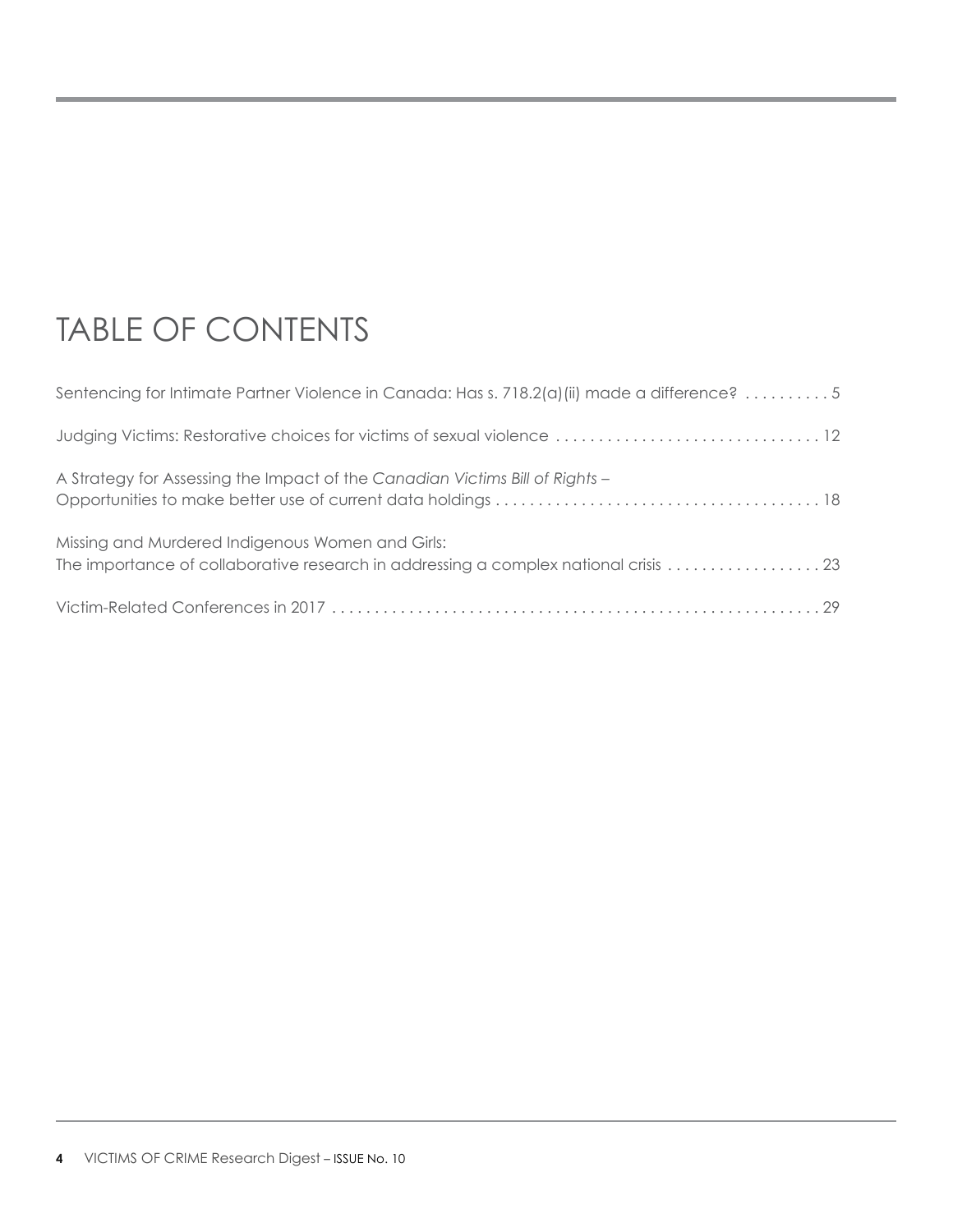# TABLE OF CONTENTS

Sentencing for Intimate Partner Violence in Canada: Has s. 718.2(a)(ii) made a difference? . . . . . . . . . . 5

Judging Victims: Restorative choices for victims of sexual violence . . . . . . . . . . . . . . . . . . . . . . . . . . . . . . . 12

A Strategy for Assessing the Impact of the *Canadian Victims Bill of Rights* – Opportunities to make better use of current data holdings . . . . . . . . . . . . . . . . . . . . . . . . . . . . . . . . . . . . . . 18

Missing and Murdered Indigenous Women and Girls: The importance of collaborative research in addressing a complex national crisis . . . . . . . . . . . . . . . . . . 23

Victim-Related Conferences in 2017 . . . . . . . . . . . . . . . . . . . . . . . . . . . . . . . . . . . . . . . . . . . . . . . . . . . . . . . . 29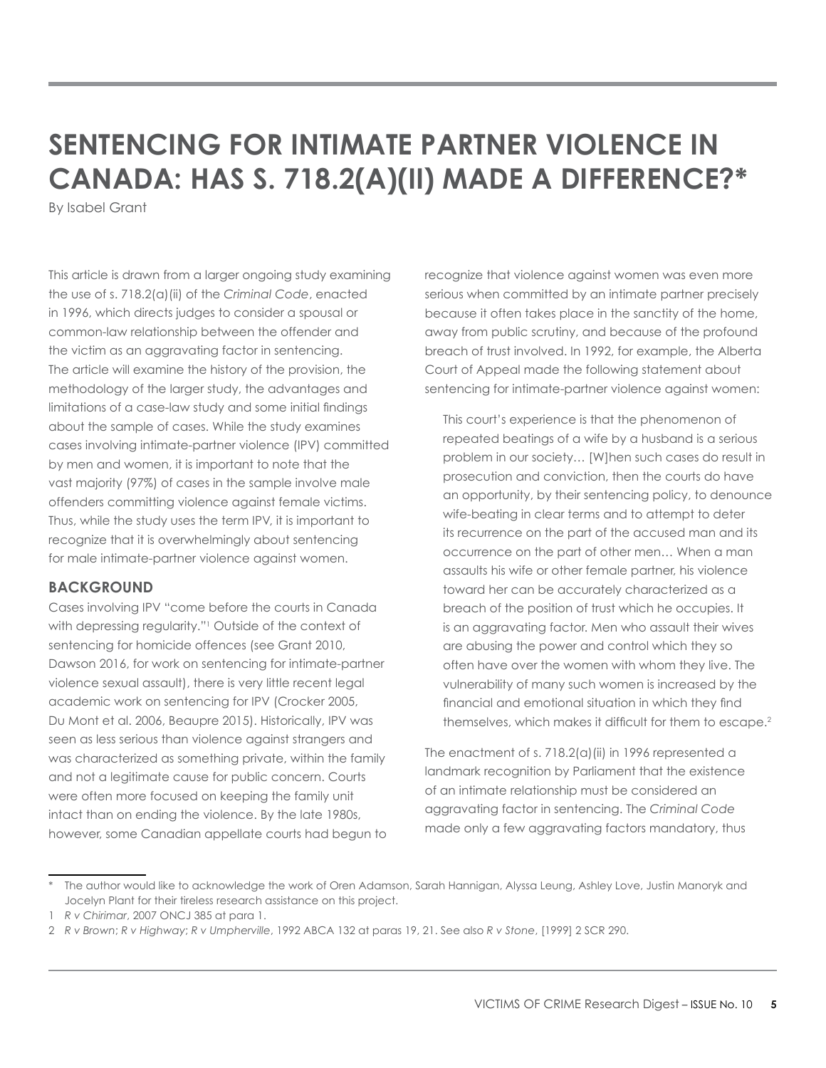# SENTENCING FOR INTIMATE PARTNER VIOLENCE IN CANADA: HAS S. 718.2(A)(II) MADE A DIFFERENCE?*

By Isabel Grant

This article is drawn from a larger ongoing study examining the use of s. 718.2(a)(ii) of the *Criminal Code*, enacted in 1996, which directs judges to consider a spousal or common-law relationship between the offender and the victim as an aggravating factor in sentencing. The article will examine the history of the provision, the methodology of the larger study, the advantages and limitations of a case-law study and some initial findings about the sample of cases. While the study examines cases involving intimate-partner violence (IPV) committed by men and women, it is important to note that the vast majority (97%) of cases in the sample involve male offenders committing violence against female victims. Thus, while the study uses the term IPV, it is important to recognize that it is overwhelmingly about sentencing for male intimate-partner violence against women.

## BACKGROUND

Cases involving IPV "come before the courts in Canada with depressing regularity."[1] Outside of the context of sentencing for homicide offences (see Grant 2010, Dawson 2016, for work on sentencing for intimate-partner violence sexual assault), there is very little recent legal academic work on sentencing for IPV (Crocker 2005, Du Mont et al. 2006, Beaupre 2015). Historically, IPV was seen as less serious than violence against strangers and was characterized as something private, within the family and not a legitimate cause for public concern. Courts were often more focused on keeping the family unit intact than on ending the violence. By the late 1980s, however, some Canadian appellate courts had begun to recognize that violence against women was even more serious when committed by an intimate partner precisely because it often takes place in the sanctity of the home, away from public scrutiny, and because of the profound breach of trust involved. In 1992, for example, the Alberta Court of Appeal made the following statement about sentencing for intimate-partner violence against women:

> This court's experience is that the phenomenon of repeated beatings of a wife by a husband is a serious problem in our society… [W]hen such cases do result in prosecution and conviction, then the courts do have an opportunity, by their sentencing policy, to denounce wife-beating in clear terms and to attempt to deter its recurrence on the part of the accused man and its occurrence on the part of other men… When a man assaults his wife or other female partner, his violence toward her can be accurately characterized as a breach of the position of trust which he occupies. It is an aggravating factor. Men who assault their wives are abusing the power and control which they so often have over the women with whom they live. The vulnerability of many such women is increased by the financial and emotional situation in which they find themselves, which makes it difficult for them to escape.[2]

The enactment of s. 718.2(a)(ii) in 1996 represented a landmark recognition by Parliament that the existence of an intimate relationship must be considered an aggravating factor in sentencing. The *Criminal Code* made only a few aggravating factors mandatory, thus

---

\* The author would like to acknowledge the work of Oren Adamson, Sarah Hannigan, Alyssa Leung, Ashley Love, Justin Manoryk and Jocelyn Plant for their tireless research assistance on this project.

1 *R v Chirimar*, 2007 ONCJ 385 at para 1.

2 *R v Brown*; *R v Highway*; *R v Umpherville*, 1992 ABCA 132 at paras 19, 21. See also *R v Stone*, [1999] 2 SCR 290.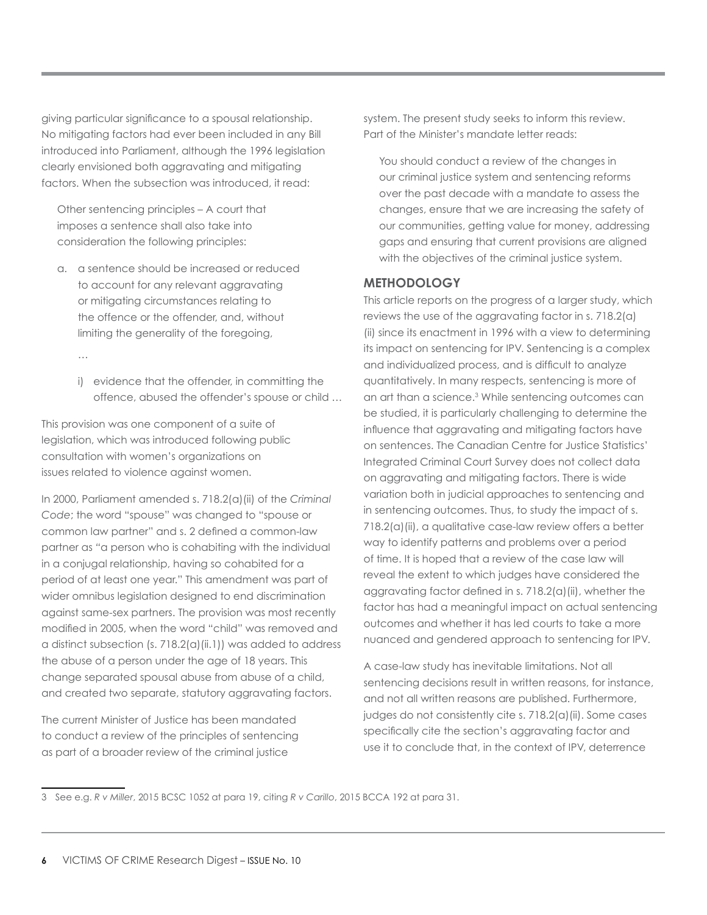giving particular significance to a spousal relationship. No mitigating factors had ever been included in any Bill introduced into Parliament, although the 1996 legislation clearly envisioned both aggravating and mitigating factors. When the subsection was introduced, it read:

> Other sentencing principles – A court that imposes a sentence shall also take into consideration the following principles:
>
> a. a sentence should be increased or reduced to account for any relevant aggravating or mitigating circumstances relating to the offence or the offender, and, without limiting the generality of the foregoing,
>
> …
>
> i) evidence that the offender, in committing the offence, abused the offender's spouse or child …

This provision was one component of a suite of legislation, which was introduced following public consultation with women's organizations on issues related to violence against women.

In 2000, Parliament amended s. 718.2(a)(ii) of the *Criminal Code*; the word "spouse" was changed to "spouse or common law partner" and s. 2 defined a common-law partner as "a person who is cohabiting with the individual in a conjugal relationship, having so cohabited for a period of at least one year." This amendment was part of wider omnibus legislation designed to end discrimination against same-sex partners. The provision was most recently modified in 2005, when the word "child" was removed and a distinct subsection (s. 718.2(a)(ii.1)) was added to address the abuse of a person under the age of 18 years. This change separated spousal abuse from abuse of a child, and created two separate, statutory aggravating factors.

The current Minister of Justice has been mandated to conduct a review of the principles of sentencing as part of a broader review of the criminal justice system. The present study seeks to inform this review. Part of the Minister's mandate letter reads:

> You should conduct a review of the changes in our criminal justice system and sentencing reforms over the past decade with a mandate to assess the changes, ensure that we are increasing the safety of our communities, getting value for money, addressing gaps and ensuring that current provisions are aligned with the objectives of the criminal justice system.

## METHODOLOGY

This article reports on the progress of a larger study, which reviews the use of the aggravating factor in s. 718.2(a)(ii) since its enactment in 1996 with a view to determining its impact on sentencing for IPV. Sentencing is a complex and individualized process, and is difficult to analyze quantitatively. In many respects, sentencing is more of an art than a science.[3] While sentencing outcomes can be studied, it is particularly challenging to determine the influence that aggravating and mitigating factors have on sentences. The Canadian Centre for Justice Statistics' Integrated Criminal Court Survey does not collect data on aggravating and mitigating factors. There is wide variation both in judicial approaches to sentencing and in sentencing outcomes. Thus, to study the impact of s. 718.2(a)(ii), a qualitative case-law review offers a better way to identify patterns and problems over a period of time. It is hoped that a review of the case law will reveal the extent to which judges have considered the aggravating factor defined in s. 718.2(a)(ii), whether the factor has had a meaningful impact on actual sentencing outcomes and whether it has led courts to take a more nuanced and gendered approach to sentencing for IPV.

A case-law study has inevitable limitations. Not all sentencing decisions result in written reasons, for instance, and not all written reasons are published. Furthermore, judges do not consistently cite s. 718.2(a)(ii). Some cases specifically cite the section's aggravating factor and use it to conclude that, in the context of IPV, deterrence

---

3 See e.g. *R v Miller*, 2015 BCSC 1052 at para 19, citing *R v Carillo*, 2015 BCCA 192 at para 31.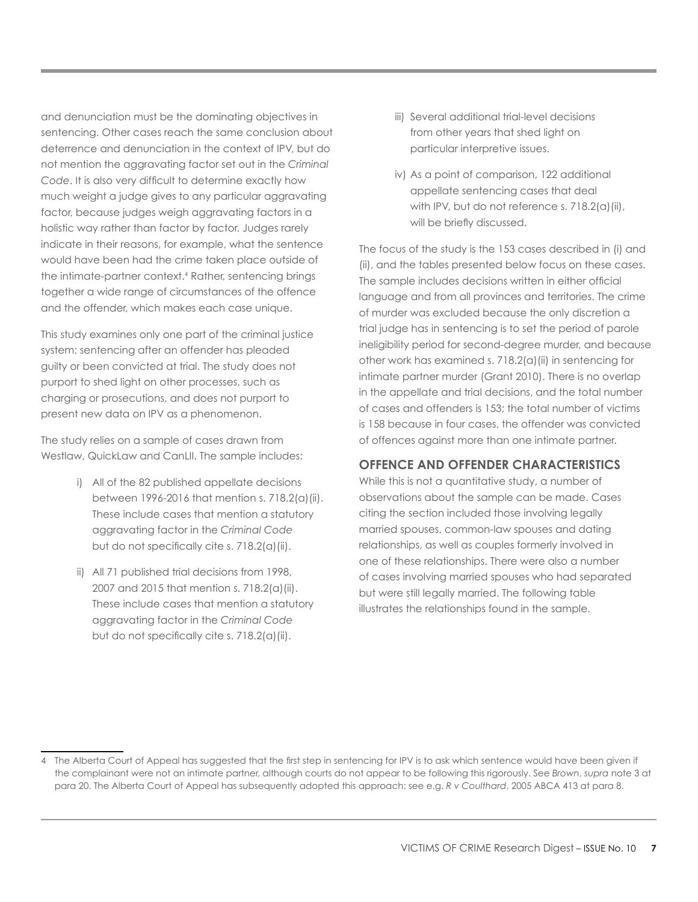and denunciation must be the dominating objectives in sentencing. Other cases reach the same conclusion about deterrence and denunciation in the context of IPV, but do not mention the aggravating factor set out in the *Criminal Code*. It is also very difficult to determine exactly how much weight a judge gives to any particular aggravating factor, because judges weigh aggravating factors in a holistic way rather than factor by factor. Judges rarely indicate in their reasons, for example, what the sentence would have been had the crime taken place outside of the intimate-partner context.[4] Rather, sentencing brings together a wide range of circumstances of the offence and the offender, which makes each case unique.

This study examines only one part of the criminal justice system: sentencing after an offender has pleaded guilty or been convicted at trial. The study does not purport to shed light on other processes, such as charging or prosecutions, and does not purport to present new data on IPV as a phenomenon.

The study relies on a sample of cases drawn from Westlaw, QuickLaw and CanLII. The sample includes:

i) All of the 82 published appellate decisions between 1996-2016 that mention s. 718.2(a)(ii). These include cases that mention a statutory aggravating factor in the *Criminal Code* but do not specifically cite s. 718.2(a)(ii).

ii) All 71 published trial decisions from 1998, 2007 and 2015 that mention s. 718.2(a)(ii). These include cases that mention a statutory aggravating factor in the *Criminal Code* but do not specifically cite s. 718.2(a)(ii).

iii) Several additional trial-level decisions from other years that shed light on particular interpretive issues.

iv) As a point of comparison, 122 additional appellate sentencing cases that deal with IPV, but do not reference s. 718.2(a)(ii), will be briefly discussed.

The focus of the study is the 153 cases described in (i) and (ii), and the tables presented below focus on these cases. The sample includes decisions written in either official language and from all provinces and territories. The crime of murder was excluded because the only discretion a trial judge has in sentencing is to set the period of parole ineligibility period for second-degree murder, and because other work has examined s. 718.2(a)(ii) in sentencing for intimate partner murder (Grant 2010). There is no overlap in the appellate and trial decisions, and the total number of cases and offenders is 153; the total number of victims is 158 because in four cases, the offender was convicted of offences against more than one intimate partner.

## OFFENCE AND OFFENDER CHARACTERISTICS

While this is not a quantitative study, a number of observations about the sample can be made. Cases citing the section included those involving legally married spouses, common-law spouses and dating relationships, as well as couples formerly involved in one of these relationships. There were also a number of cases involving married spouses who had separated but were still legally married. The following table illustrates the relationships found in the sample.

---

4 The Alberta Court of Appeal has suggested that the first step in sentencing for IPV is to ask which sentence would have been given if the complainant were not an intimate partner, although courts do not appear to be following this rigorously. See *Brown*, *supra* note 3 at para 20. The Alberta Court of Appeal has subsequently adopted this approach: see e.g. *R v Coulthard*, 2005 ABCA 413 at para 8.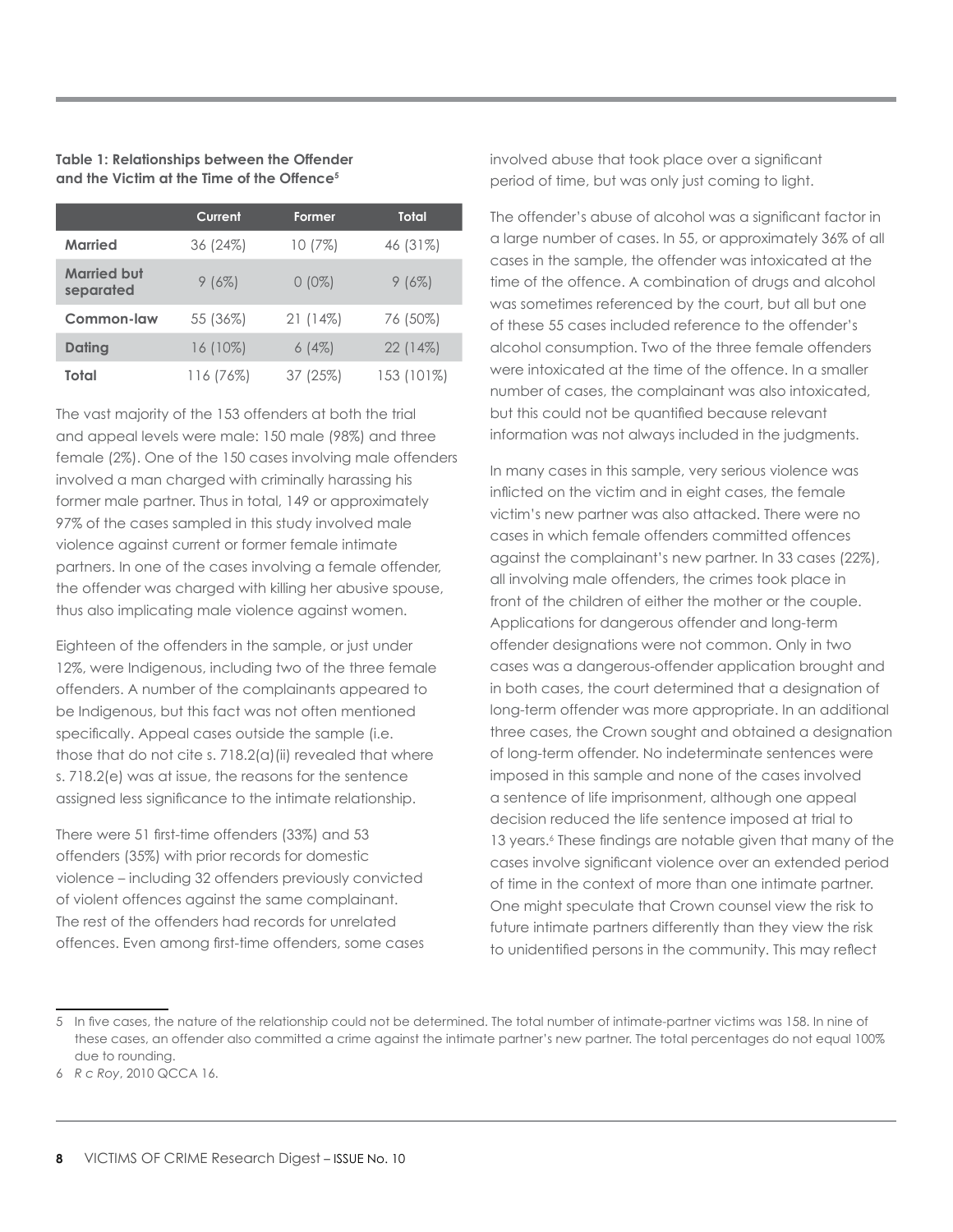**Table 1: Relationships between the Offender and the Victim at the Time of the Offence**[5]

| | Current | Former | Total |
|---|---|---|---|
| **Married** | 36 (24%) | 10 (7%) | 46 (31%) |
| **Married but separated** | 9 (6%) | 0 (0%) | 9 (6%) |
| **Common-law** | 55 (36%) | 21 (14%) | 76 (50%) |
| **Dating** | 16 (10%) | 6 (4%) | 22 (14%) |
| **Total** | 116 (76%) | 37 (25%) | 153 (101%) |

The vast majority of the 153 offenders at both the trial and appeal levels were male: 150 male (98%) and three female (2%). One of the 150 cases involving male offenders involved a man charged with criminally harassing his former male partner. Thus in total, 149 or approximately 97% of the cases sampled in this study involved male violence against current or former female intimate partners. In one of the cases involving a female offender, the offender was charged with killing her abusive spouse, thus also implicating male violence against women.

Eighteen of the offenders in the sample, or just under 12%, were Indigenous, including two of the three female offenders. A number of the complainants appeared to be Indigenous, but this fact was not often mentioned specifically. Appeal cases outside the sample (i.e. those that do not cite s. 718.2(a)(ii) revealed that where s. 718.2(e) was at issue, the reasons for the sentence assigned less significance to the intimate relationship.

There were 51 first-time offenders (33%) and 53 offenders (35%) with prior records for domestic violence – including 32 offenders previously convicted of violent offences against the same complainant. The rest of the offenders had records for unrelated offences. Even among first-time offenders, some cases involved abuse that took place over a significant period of time, but was only just coming to light.

The offender's abuse of alcohol was a significant factor in a large number of cases. In 55, or approximately 36% of all cases in the sample, the offender was intoxicated at the time of the offence. A combination of drugs and alcohol was sometimes referenced by the court, but all but one of these 55 cases included reference to the offender's alcohol consumption. Two of the three female offenders were intoxicated at the time of the offence. In a smaller number of cases, the complainant was also intoxicated, but this could not be quantified because relevant information was not always included in the judgments.

In many cases in this sample, very serious violence was inflicted on the victim and in eight cases, the female victim's new partner was also attacked. There were no cases in which female offenders committed offences against the complainant's new partner. In 33 cases (22%), all involving male offenders, the crimes took place in front of the children of either the mother or the couple. Applications for dangerous offender and long-term offender designations were not common. Only in two cases was a dangerous-offender application brought and in both cases, the court determined that a designation of long-term offender was more appropriate. In an additional three cases, the Crown sought and obtained a designation of long-term offender. No indeterminate sentences were imposed in this sample and none of the cases involved a sentence of life imprisonment, although one appeal decision reduced the life sentence imposed at trial to 13 years.[6] These findings are notable given that many of the cases involve significant violence over an extended period of time in the context of more than one intimate partner. One might speculate that Crown counsel view the risk to future intimate partners differently than they view the risk to unidentified persons in the community. This may reflect

---

5 In five cases, the nature of the relationship could not be determined. The total number of intimate-partner victims was 158. In nine of these cases, an offender also committed a crime against the intimate partner's new partner. The total percentages do not equal 100% due to rounding.

6 *R c Roy*, 2010 QCCA 16.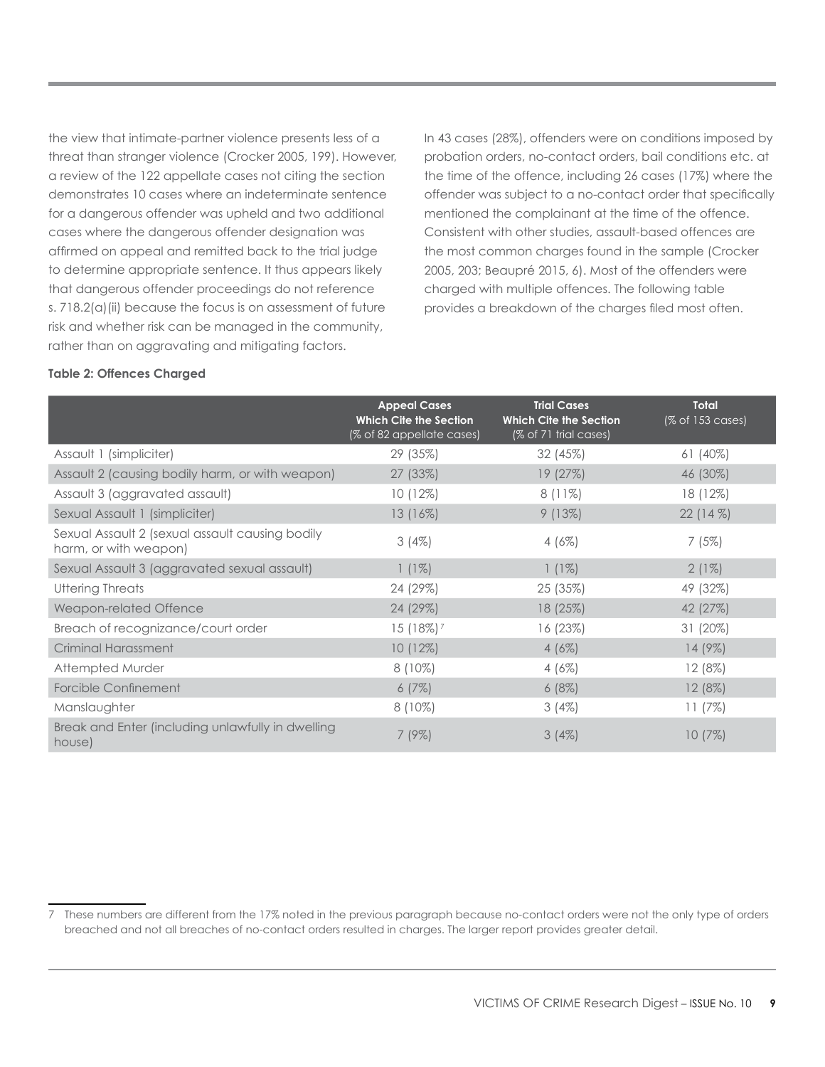the view that intimate-partner violence presents less of a threat than stranger violence (Crocker 2005, 199). However, a review of the 122 appellate cases not citing the section demonstrates 10 cases where an indeterminate sentence for a dangerous offender was upheld and two additional cases where the dangerous offender designation was affirmed on appeal and remitted back to the trial judge to determine appropriate sentence. It thus appears likely that dangerous offender proceedings do not reference s. 718.2(a)(ii) because the focus is on assessment of future risk and whether risk can be managed in the community, rather than on aggravating and mitigating factors.

In 43 cases (28%), offenders were on conditions imposed by probation orders, no-contact orders, bail conditions etc. at the time of the offence, including 26 cases (17%) where the offender was subject to a no-contact order that specifically mentioned the complainant at the time of the offence. Consistent with other studies, assault-based offences are the most common charges found in the sample (Crocker 2005, 203; Beaupré 2015, 6). Most of the offenders were charged with multiple offences. The following table provides a breakdown of the charges filed most often.

**Table 2: Offences Charged**

| | **Appeal Cases Which Cite the Section** (% of 82 appellate cases) | **Trial Cases Which Cite the Section** (% of 71 trial cases) | **Total** (% of 153 cases) |
|---|---|---|---|
| Assault 1 (simpliciter) | 29 (35%) | 32 (45%) | 61 (40%) |
| Assault 2 (causing bodily harm, or with weapon) | 27 (33%) | 19 (27%) | 46 (30%) |
| Assault 3 (aggravated assault) | 10 (12%) | 8 (11%) | 18 (12%) |
| Sexual Assault 1 (simpliciter) | 13 (16%) | 9 (13%) | 22 (14 %) |
| Sexual Assault 2 (sexual assault causing bodily harm, or with weapon) | 3 (4%) | 4 (6%) | 7 (5%) |
| Sexual Assault 3 (aggravated sexual assault) | 1 (1%) | 1 (1%) | 2 (1%) |
| Uttering Threats | 24 (29%) | 25 (35%) | 49 (32%) |
| Weapon-related Offence | 24 (29%) | 18 (25%) | 42 (27%) |
| Breach of recognizance/court order | 15 (18%)[7] | 16 (23%) | 31 (20%) |
| Criminal Harassment | 10 (12%) | 4 (6%) | 14 (9%) |
| Attempted Murder | 8 (10%) | 4 (6%) | 12 (8%) |
| Forcible Confinement | 6 (7%) | 6 (8%) | 12 (8%) |
| Manslaughter | 8 (10%) | 3 (4%) | 11 (7%) |
| Break and Enter (including unlawfully in dwelling house) | 7 (9%) | 3 (4%) | 10 (7%) |

7 These numbers are different from the 17% noted in the previous paragraph because no-contact orders were not the only type of orders breached and not all breaches of no-contact orders resulted in charges. The larger report provides greater detail.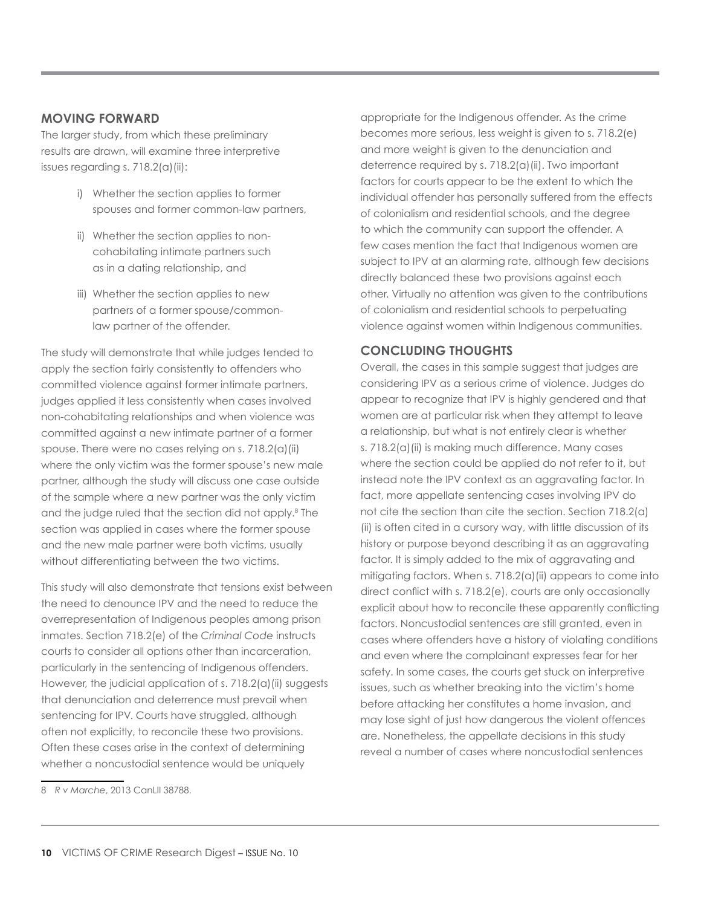## MOVING FORWARD

The larger study, from which these preliminary results are drawn, will examine three interpretive issues regarding s. 718.2(a)(ii):

i) Whether the section applies to former spouses and former common-law partners,

ii) Whether the section applies to non-cohabitating intimate partners such as in a dating relationship, and

iii) Whether the section applies to new partners of a former spouse/common-law partner of the offender.

The study will demonstrate that while judges tended to apply the section fairly consistently to offenders who committed violence against former intimate partners, judges applied it less consistently when cases involved non-cohabitating relationships and when violence was committed against a new intimate partner of a former spouse. There were no cases relying on s. 718.2(a)(ii) where the only victim was the former spouse's new male partner, although the study will discuss one case outside of the sample where a new partner was the only victim and the judge ruled that the section did not apply.[8] The section was applied in cases where the former spouse and the new male partner were both victims, usually without differentiating between the two victims.

This study will also demonstrate that tensions exist between the need to denounce IPV and the need to reduce the overrepresentation of Indigenous peoples among prison inmates. Section 718.2(e) of the *Criminal Code* instructs courts to consider all options other than incarceration, particularly in the sentencing of Indigenous offenders. However, the judicial application of s. 718.2(a)(ii) suggests that denunciation and deterrence must prevail when sentencing for IPV. Courts have struggled, although often not explicitly, to reconcile these two provisions. Often these cases arise in the context of determining whether a noncustodial sentence would be uniquely appropriate for the Indigenous offender. As the crime becomes more serious, less weight is given to s. 718.2(e) and more weight is given to the denunciation and deterrence required by s. 718.2(a)(ii). Two important factors for courts appear to be the extent to which the individual offender has personally suffered from the effects of colonialism and residential schools, and the degree to which the community can support the offender. A few cases mention the fact that Indigenous women are subject to IPV at an alarming rate, although few decisions directly balanced these two provisions against each other. Virtually no attention was given to the contributions of colonialism and residential schools to perpetuating violence against women within Indigenous communities.

## CONCLUDING THOUGHTS

Overall, the cases in this sample suggest that judges are considering IPV as a serious crime of violence. Judges do appear to recognize that IPV is highly gendered and that women are at particular risk when they attempt to leave a relationship, but what is not entirely clear is whether s. 718.2(a)(ii) is making much difference. Many cases where the section could be applied do not refer to it, but instead note the IPV context as an aggravating factor. In fact, more appellate sentencing cases involving IPV do not cite the section than cite the section. Section 718.2(a)(ii) is often cited in a cursory way, with little discussion of its history or purpose beyond describing it as an aggravating factor. It is simply added to the mix of aggravating and mitigating factors. When s. 718.2(a)(ii) appears to come into direct conflict with s. 718.2(e), courts are only occasionally explicit about how to reconcile these apparently conflicting factors. Noncustodial sentences are still granted, even in cases where offenders have a history of violating conditions and even where the complainant expresses fear for her safety. In some cases, the courts get stuck on interpretive issues, such as whether breaking into the victim's home before attacking her constitutes a home invasion, and may lose sight of just how dangerous the violent offences are. Nonetheless, the appellate decisions in this study reveal a number of cases where noncustodial sentences

---

8 *R v Marche*, 2013 CanLII 38788.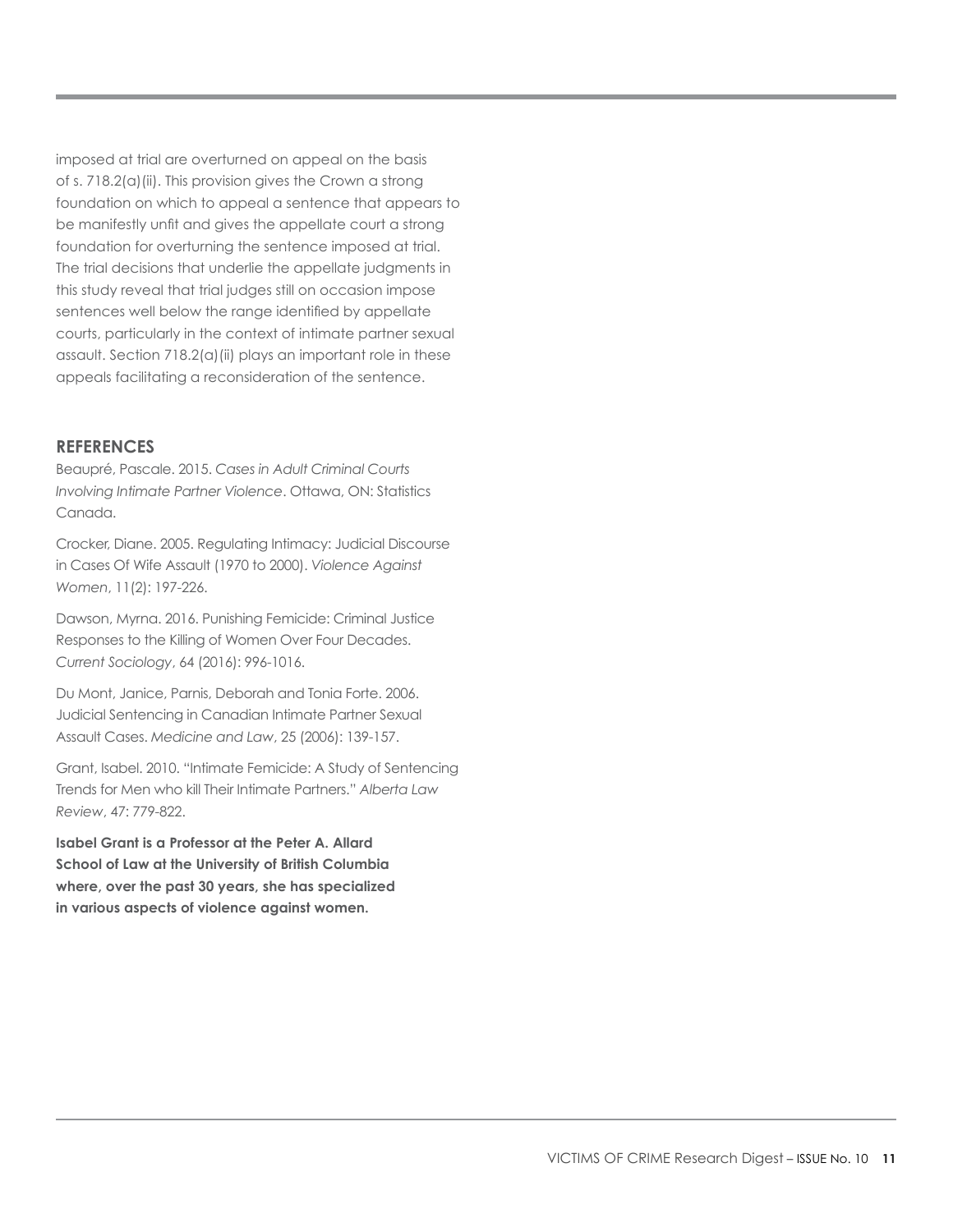imposed at trial are overturned on appeal on the basis of s. 718.2(a)(ii). This provision gives the Crown a strong foundation on which to appeal a sentence that appears to be manifestly unfit and gives the appellate court a strong foundation for overturning the sentence imposed at trial. The trial decisions that underlie the appellate judgments in this study reveal that trial judges still on occasion impose sentences well below the range identified by appellate courts, particularly in the context of intimate partner sexual assault. Section 718.2(a)(ii) plays an important role in these appeals facilitating a reconsideration of the sentence.

## REFERENCES

Beaupré, Pascale. 2015. *Cases in Adult Criminal Courts Involving Intimate Partner Violence*. Ottawa, ON: Statistics Canada.

Crocker, Diane. 2005. Regulating Intimacy: Judicial Discourse in Cases Of Wife Assault (1970 to 2000). *Violence Against Women*, 11(2): 197-226.

Dawson, Myrna. 2016. Punishing Femicide: Criminal Justice Responses to the Killing of Women Over Four Decades. *Current Sociology*, 64 (2016): 996-1016.

Du Mont, Janice, Parnis, Deborah and Tonia Forte. 2006. Judicial Sentencing in Canadian Intimate Partner Sexual Assault Cases. *Medicine and Law*, 25 (2006): 139-157.

Grant, Isabel. 2010. "Intimate Femicide: A Study of Sentencing Trends for Men who kill Their Intimate Partners." *Alberta Law Review*, 47: 779-822.

**Isabel Grant is a Professor at the Peter A. Allard School of Law at the University of British Columbia where, over the past 30 years, she has specialized in various aspects of violence against women.**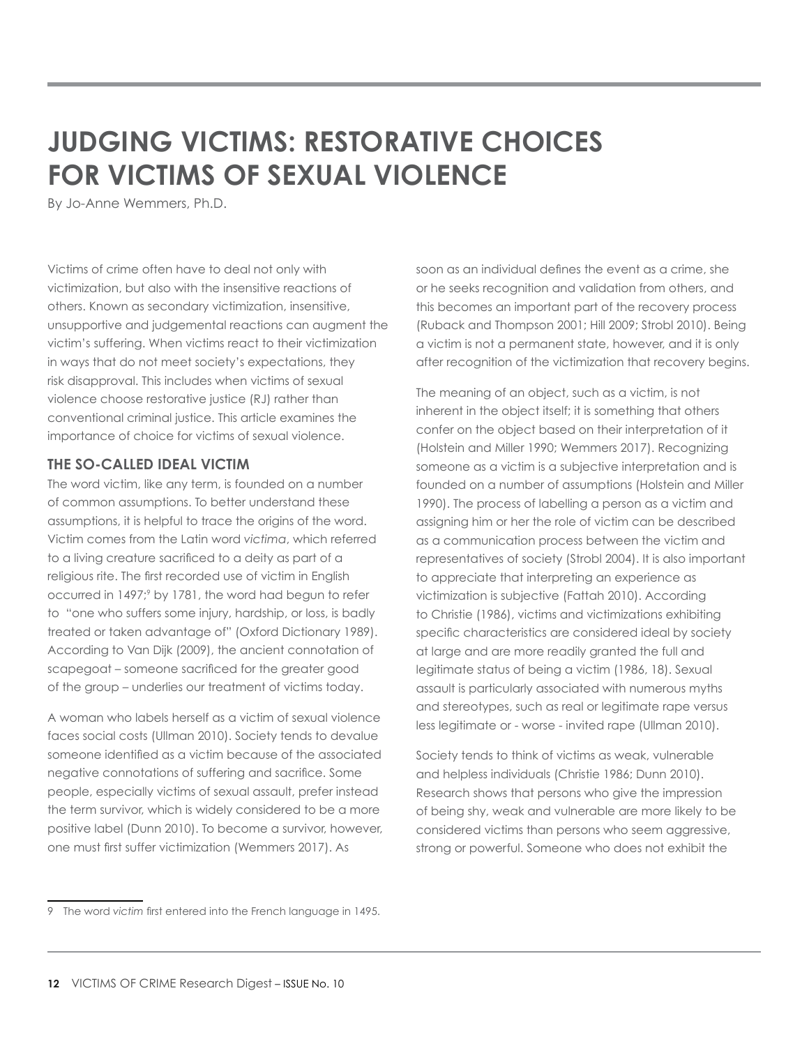# JUDGING VICTIMS: RESTORATIVE CHOICES FOR VICTIMS OF SEXUAL VIOLENCE

By Jo-Anne Wemmers, Ph.D.

Victims of crime often have to deal not only with victimization, but also with the insensitive reactions of others. Known as secondary victimization, insensitive, unsupportive and judgemental reactions can augment the victim's suffering. When victims react to their victimization in ways that do not meet society's expectations, they risk disapproval. This includes when victims of sexual violence choose restorative justice (RJ) rather than conventional criminal justice. This article examines the importance of choice for victims of sexual violence.

## THE SO-CALLED IDEAL VICTIM

The word victim, like any term, is founded on a number of common assumptions. To better understand these assumptions, it is helpful to trace the origins of the word. Victim comes from the Latin word *victima*, which referred to a living creature sacrificed to a deity as part of a religious rite. The first recorded use of victim in English occurred in 1497;[9] by 1781, the word had begun to refer to "one who suffers some injury, hardship, or loss, is badly treated or taken advantage of" (Oxford Dictionary 1989). According to Van Dijk (2009), the ancient connotation of scapegoat – someone sacrificed for the greater good of the group – underlies our treatment of victims today.

A woman who labels herself as a victim of sexual violence faces social costs (Ullman 2010). Society tends to devalue someone identified as a victim because of the associated negative connotations of suffering and sacrifice. Some people, especially victims of sexual assault, prefer instead the term survivor, which is widely considered to be a more positive label (Dunn 2010). To become a survivor, however, one must first suffer victimization (Wemmers 2017). As soon as an individual defines the event as a crime, she or he seeks recognition and validation from others, and this becomes an important part of the recovery process (Ruback and Thompson 2001; Hill 2009; Strobl 2010). Being a victim is not a permanent state, however, and it is only after recognition of the victimization that recovery begins.

The meaning of an object, such as a victim, is not inherent in the object itself; it is something that others confer on the object based on their interpretation of it (Holstein and Miller 1990; Wemmers 2017). Recognizing someone as a victim is a subjective interpretation and is founded on a number of assumptions (Holstein and Miller 1990). The process of labelling a person as a victim and assigning him or her the role of victim can be described as a communication process between the victim and representatives of society (Strobl 2004). It is also important to appreciate that interpreting an experience as victimization is subjective (Fattah 2010). According to Christie (1986), victims and victimizations exhibiting specific characteristics are considered ideal by society at large and are more readily granted the full and legitimate status of being a victim (1986, 18). Sexual assault is particularly associated with numerous myths and stereotypes, such as real or legitimate rape versus less legitimate or - worse - invited rape (Ullman 2010).

Society tends to think of victims as weak, vulnerable and helpless individuals (Christie 1986; Dunn 2010). Research shows that persons who give the impression of being shy, weak and vulnerable are more likely to be considered victims than persons who seem aggressive, strong or powerful. Someone who does not exhibit the

9 The word *victim* first entered into the French language in 1495.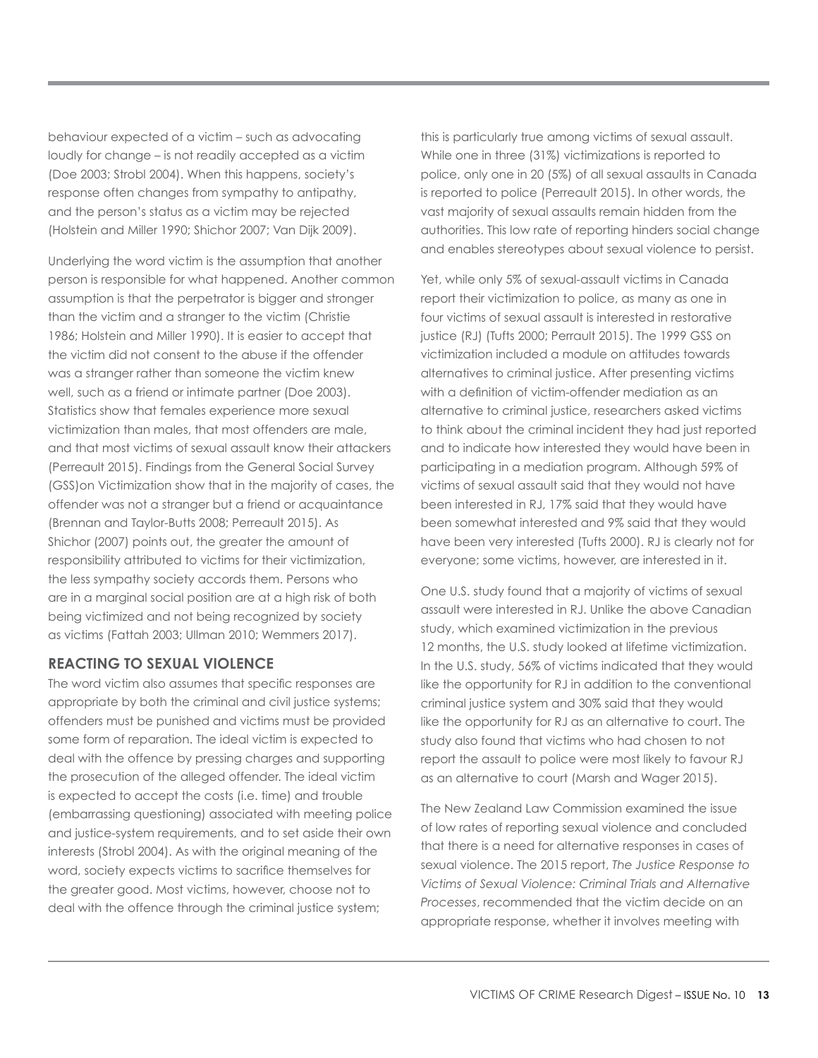behaviour expected of a victim – such as advocating loudly for change – is not readily accepted as a victim (Doe 2003; Strobl 2004). When this happens, society's response often changes from sympathy to antipathy, and the person's status as a victim may be rejected (Holstein and Miller 1990; Shichor 2007; Van Dijk 2009).

Underlying the word victim is the assumption that another person is responsible for what happened. Another common assumption is that the perpetrator is bigger and stronger than the victim and a stranger to the victim (Christie 1986; Holstein and Miller 1990). It is easier to accept that the victim did not consent to the abuse if the offender was a stranger rather than someone the victim knew well, such as a friend or intimate partner (Doe 2003). Statistics show that females experience more sexual victimization than males, that most offenders are male, and that most victims of sexual assault know their attackers (Perreault 2015). Findings from the General Social Survey (GSS)on Victimization show that in the majority of cases, the offender was not a stranger but a friend or acquaintance (Brennan and Taylor-Butts 2008; Perreault 2015). As Shichor (2007) points out, the greater the amount of responsibility attributed to victims for their victimization, the less sympathy society accords them. Persons who are in a marginal social position are at a high risk of both being victimized and not being recognized by society as victims (Fattah 2003; Ullman 2010; Wemmers 2017).

## REACTING TO SEXUAL VIOLENCE

The word victim also assumes that specific responses are appropriate by both the criminal and civil justice systems; offenders must be punished and victims must be provided some form of reparation. The ideal victim is expected to deal with the offence by pressing charges and supporting the prosecution of the alleged offender. The ideal victim is expected to accept the costs (i.e. time) and trouble (embarrassing questioning) associated with meeting police and justice-system requirements, and to set aside their own interests (Strobl 2004). As with the original meaning of the word, society expects victims to sacrifice themselves for the greater good. Most victims, however, choose not to deal with the offence through the criminal justice system; this is particularly true among victims of sexual assault. While one in three (31%) victimizations is reported to police, only one in 20 (5%) of all sexual assaults in Canada is reported to police (Perreault 2015). In other words, the vast majority of sexual assaults remain hidden from the authorities. This low rate of reporting hinders social change and enables stereotypes about sexual violence to persist.

Yet, while only 5% of sexual-assault victims in Canada report their victimization to police, as many as one in four victims of sexual assault is interested in restorative justice (RJ) (Tufts 2000; Perrault 2015). The 1999 GSS on victimization included a module on attitudes towards alternatives to criminal justice. After presenting victims with a definition of victim-offender mediation as an alternative to criminal justice, researchers asked victims to think about the criminal incident they had just reported and to indicate how interested they would have been in participating in a mediation program. Although 59% of victims of sexual assault said that they would not have been interested in RJ, 17% said that they would have been somewhat interested and 9% said that they would have been very interested (Tufts 2000). RJ is clearly not for everyone; some victims, however, are interested in it.

One U.S. study found that a majority of victims of sexual assault were interested in RJ. Unlike the above Canadian study, which examined victimization in the previous 12 months, the U.S. study looked at lifetime victimization. In the U.S. study, 56% of victims indicated that they would like the opportunity for RJ in addition to the conventional criminal justice system and 30% said that they would like the opportunity for RJ as an alternative to court. The study also found that victims who had chosen to not report the assault to police were most likely to favour RJ as an alternative to court (Marsh and Wager 2015).

The New Zealand Law Commission examined the issue of low rates of reporting sexual violence and concluded that there is a need for alternative responses in cases of sexual violence. The 2015 report, *The Justice Response to Victims of Sexual Violence: Criminal Trials and Alternative Processes*, recommended that the victim decide on an appropriate response, whether it involves meeting with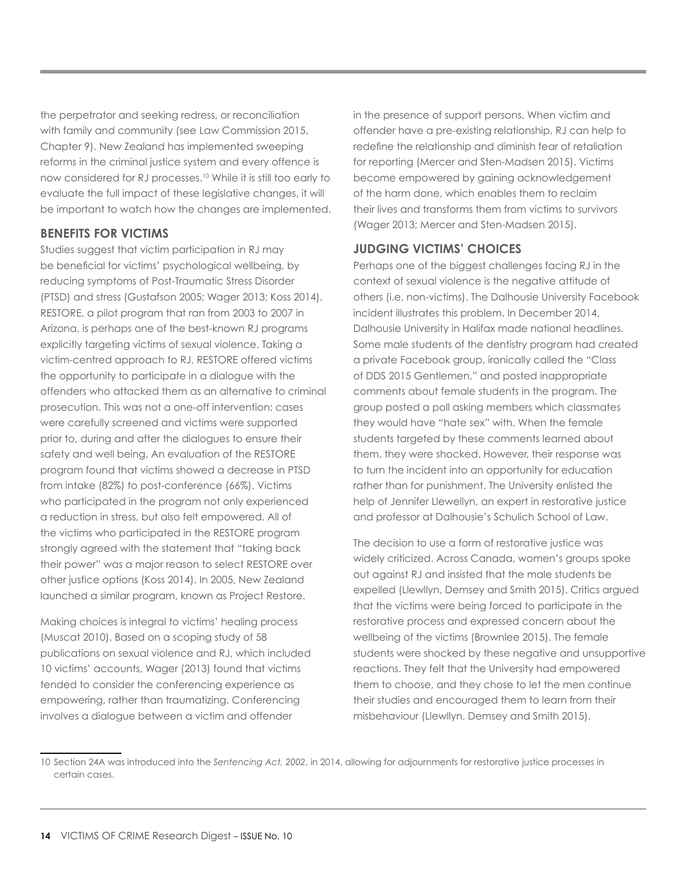the perpetrator and seeking redress, or reconciliation with family and community (see Law Commission 2015, Chapter 9). New Zealand has implemented sweeping reforms in the criminal justice system and every offence is now considered for RJ processes.[10] While it is still too early to evaluate the full impact of these legislative changes, it will be important to watch how the changes are implemented.

## BENEFITS FOR VICTIMS

Studies suggest that victim participation in RJ may be beneficial for victims' psychological wellbeing, by reducing symptoms of Post-Traumatic Stress Disorder (PTSD) and stress (Gustafson 2005; Wager 2013; Koss 2014). RESTORE, a pilot program that ran from 2003 to 2007 in Arizona, is perhaps one of the best-known RJ programs explicitly targeting victims of sexual violence. Taking a victim-centred approach to RJ, RESTORE offered victims the opportunity to participate in a dialogue with the offenders who attacked them as an alternative to criminal prosecution. This was not a one-off intervention: cases were carefully screened and victims were supported prior to, during and after the dialogues to ensure their safety and well being. An evaluation of the RESTORE program found that victims showed a decrease in PTSD from intake (82%) to post-conference (66%). Victims who participated in the program not only experienced a reduction in stress, but also felt empowered. All of the victims who participated in the RESTORE program strongly agreed with the statement that "taking back their power" was a major reason to select RESTORE over other justice options (Koss 2014). In 2005, New Zealand launched a similar program, known as Project Restore.

Making choices is integral to victims' healing process (Muscat 2010). Based on a scoping study of 58 publications on sexual violence and RJ, which included 10 victims' accounts, Wager (2013) found that victims tended to consider the conferencing experience as empowering, rather than traumatizing. Conferencing involves a dialogue between a victim and offender in the presence of support persons. When victim and offender have a pre-existing relationship, RJ can help to redefine the relationship and diminish fear of retaliation for reporting (Mercer and Sten-Madsen 2015). Victims become empowered by gaining acknowledgement of the harm done, which enables them to reclaim their lives and transforms them from victims to survivors (Wager 2013; Mercer and Sten-Madsen 2015).

## JUDGING VICTIMS' CHOICES

Perhaps one of the biggest challenges facing RJ in the context of sexual violence is the negative attitude of others (i.e. non-victims). The Dalhousie University Facebook incident illustrates this problem. In December 2014, Dalhousie University in Halifax made national headlines. Some male students of the dentistry program had created a private Facebook group, ironically called the "Class of DDS 2015 Gentlemen," and posted inappropriate comments about female students in the program. The group posted a poll asking members which classmates they would have "hate sex" with. When the female students targeted by these comments learned about them, they were shocked. However, their response was to turn the incident into an opportunity for education rather than for punishment. The University enlisted the help of Jennifer Llewellyn, an expert in restorative justice and professor at Dalhousie's Schulich School of Law.

The decision to use a form of restorative justice was widely criticized. Across Canada, women's groups spoke out against RJ and insisted that the male students be expelled (Llewllyn, Demsey and Smith 2015). Critics argued that the victims were being forced to participate in the restorative process and expressed concern about the wellbeing of the victims (Brownlee 2015). The female students were shocked by these negative and unsupportive reactions. They felt that the University had empowered them to choose, and they chose to let the men continue their studies and encouraged them to learn from their misbehaviour (Llewllyn, Demsey and Smith 2015).

---

10 Section 24A was introduced into the *Sentencing Act, 2002*, in 2014, allowing for adjournments for restorative justice processes in certain cases.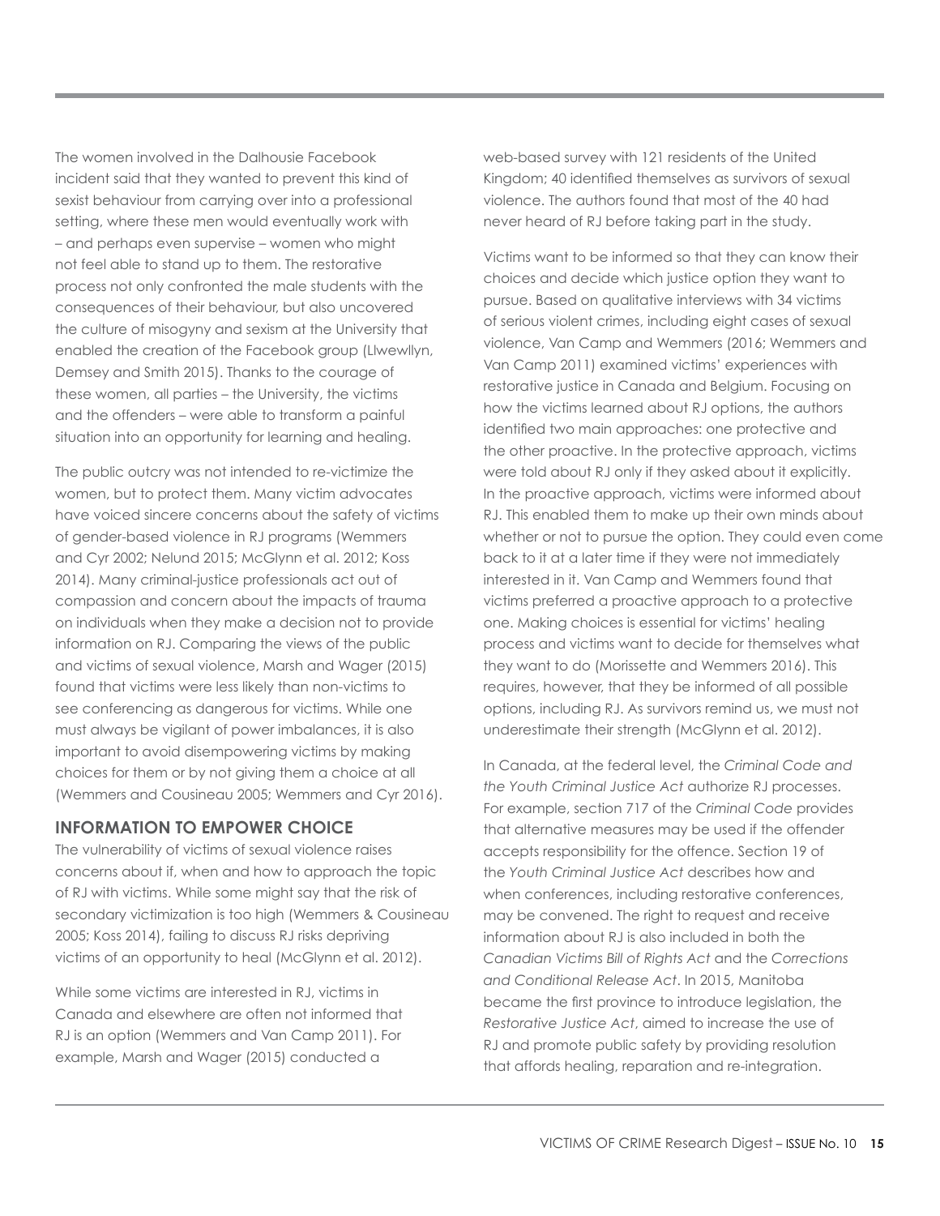The women involved in the Dalhousie Facebook incident said that they wanted to prevent this kind of sexist behaviour from carrying over into a professional setting, where these men would eventually work with – and perhaps even supervise – women who might not feel able to stand up to them. The restorative process not only confronted the male students with the consequences of their behaviour, but also uncovered the culture of misogyny and sexism at the University that enabled the creation of the Facebook group (Llwewllyn, Demsey and Smith 2015). Thanks to the courage of these women, all parties – the University, the victims and the offenders – were able to transform a painful situation into an opportunity for learning and healing.

The public outcry was not intended to re-victimize the women, but to protect them. Many victim advocates have voiced sincere concerns about the safety of victims of gender-based violence in RJ programs (Wemmers and Cyr 2002; Nelund 2015; McGlynn et al. 2012; Koss 2014). Many criminal-justice professionals act out of compassion and concern about the impacts of trauma on individuals when they make a decision not to provide information on RJ. Comparing the views of the public and victims of sexual violence, Marsh and Wager (2015) found that victims were less likely than non-victims to see conferencing as dangerous for victims. While one must always be vigilant of power imbalances, it is also important to avoid disempowering victims by making choices for them or by not giving them a choice at all (Wemmers and Cousineau 2005; Wemmers and Cyr 2016).

## INFORMATION TO EMPOWER CHOICE

The vulnerability of victims of sexual violence raises concerns about if, when and how to approach the topic of RJ with victims. While some might say that the risk of secondary victimization is too high (Wemmers & Cousineau 2005; Koss 2014), failing to discuss RJ risks depriving victims of an opportunity to heal (McGlynn et al. 2012).

While some victims are interested in RJ, victims in Canada and elsewhere are often not informed that RJ is an option (Wemmers and Van Camp 2011). For example, Marsh and Wager (2015) conducted a web-based survey with 121 residents of the United Kingdom; 40 identified themselves as survivors of sexual violence. The authors found that most of the 40 had never heard of RJ before taking part in the study.

Victims want to be informed so that they can know their choices and decide which justice option they want to pursue. Based on qualitative interviews with 34 victims of serious violent crimes, including eight cases of sexual violence, Van Camp and Wemmers (2016; Wemmers and Van Camp 2011) examined victims' experiences with restorative justice in Canada and Belgium. Focusing on how the victims learned about RJ options, the authors identified two main approaches: one protective and the other proactive. In the protective approach, victims were told about RJ only if they asked about it explicitly. In the proactive approach, victims were informed about RJ. This enabled them to make up their own minds about whether or not to pursue the option. They could even come back to it at a later time if they were not immediately interested in it. Van Camp and Wemmers found that victims preferred a proactive approach to a protective one. Making choices is essential for victims' healing process and victims want to decide for themselves what they want to do (Morissette and Wemmers 2016). This requires, however, that they be informed of all possible options, including RJ. As survivors remind us, we must not underestimate their strength (McGlynn et al. 2012).

In Canada, at the federal level, the *Criminal Code and the Youth Criminal Justice Act* authorize RJ processes. For example, section 717 of the *Criminal Code* provides that alternative measures may be used if the offender accepts responsibility for the offence. Section 19 of the *Youth Criminal Justice Act* describes how and when conferences, including restorative conferences, may be convened. The right to request and receive information about RJ is also included in both the *Canadian Victims Bill of Rights Act* and the *Corrections and Conditional Release Act*. In 2015, Manitoba became the first province to introduce legislation, the *Restorative Justice Act*, aimed to increase the use of RJ and promote public safety by providing resolution that affords healing, reparation and re-integration.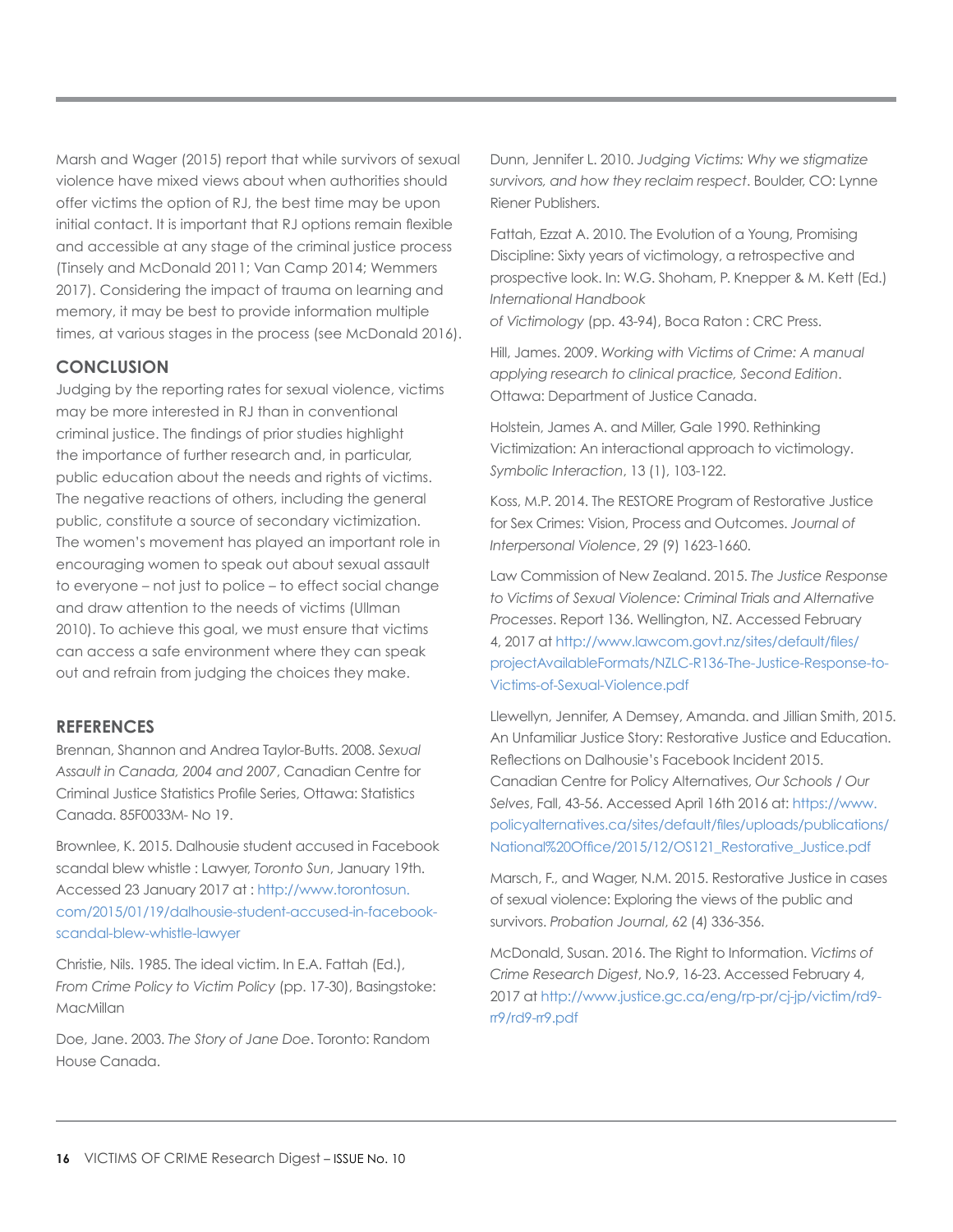Marsh and Wager (2015) report that while survivors of sexual violence have mixed views about when authorities should offer victims the option of RJ, the best time may be upon initial contact. It is important that RJ options remain flexible and accessible at any stage of the criminal justice process (Tinsely and McDonald 2011; Van Camp 2014; Wemmers 2017). Considering the impact of trauma on learning and memory, it may be best to provide information multiple times, at various stages in the process (see McDonald 2016).

## CONCLUSION

Judging by the reporting rates for sexual violence, victims may be more interested in RJ than in conventional criminal justice. The findings of prior studies highlight the importance of further research and, in particular, public education about the needs and rights of victims. The negative reactions of others, including the general public, constitute a source of secondary victimization. The women's movement has played an important role in encouraging women to speak out about sexual assault to everyone – not just to police – to effect social change and draw attention to the needs of victims (Ullman 2010). To achieve this goal, we must ensure that victims can access a safe environment where they can speak out and refrain from judging the choices they make.

## REFERENCES

Brennan, Shannon and Andrea Taylor-Butts. 2008. *Sexual Assault in Canada, 2004 and 2007*, Canadian Centre for Criminal Justice Statistics Profile Series, Ottawa: Statistics Canada. 85F0033M- No 19.

Brownlee, K. 2015. Dalhousie student accused in Facebook scandal blew whistle : Lawyer, *Toronto Sun*, January 19th. Accessed 23 January 2017 at : http://www.torontosun.com/2015/01/19/dalhousie-student-accused-in-facebook-scandal-blew-whistle-lawyer

Christie, Nils. 1985. The ideal victim. In E.A. Fattah (Ed.), *From Crime Policy to Victim Policy* (pp. 17-30), Basingstoke: MacMillan

Doe, Jane. 2003. *The Story of Jane Doe*. Toronto: Random House Canada.

Dunn, Jennifer L. 2010. *Judging Victims: Why we stigmatize survivors, and how they reclaim respect*. Boulder, CO: Lynne Riener Publishers.

Fattah, Ezzat A. 2010. The Evolution of a Young, Promising Discipline: Sixty years of victimology, a retrospective and prospective look. In: W.G. Shoham, P. Knepper & M. Kett (Ed.) *International Handbook of Victimology* (pp. 43-94), Boca Raton : CRC Press.

Hill, James. 2009. *Working with Victims of Crime: A manual applying research to clinical practice, Second Edition*. Ottawa: Department of Justice Canada.

Holstein, James A. and Miller, Gale 1990. Rethinking Victimization: An interactional approach to victimology. *Symbolic Interaction*, 13 (1), 103-122.

Koss, M.P. 2014. The RESTORE Program of Restorative Justice for Sex Crimes: Vision, Process and Outcomes. *Journal of Interpersonal Violence*, 29 (9) 1623-1660.

Law Commission of New Zealand. 2015. *The Justice Response to Victims of Sexual Violence: Criminal Trials and Alternative Processes*. Report 136. Wellington, NZ. Accessed February 4, 2017 at http://www.lawcom.govt.nz/sites/default/files/projectAvailableFormats/NZLC-R136-The-Justice-Response-to-Victims-of-Sexual-Violence.pdf

Llewellyn, Jennifer, A Demsey, Amanda. and Jillian Smith, 2015. An Unfamiliar Justice Story: Restorative Justice and Education. Reflections on Dalhousie's Facebook Incident 2015. Canadian Centre for Policy Alternatives, *Our Schools / Our Selves*, Fall, 43-56. Accessed April 16th 2016 at: https://www.policyalternatives.ca/sites/default/files/uploads/publications/National%20Office/2015/12/OS121_Restorative_Justice.pdf

Marsch, F., and Wager, N.M. 2015. Restorative Justice in cases of sexual violence: Exploring the views of the public and survivors. *Probation Journal*, 62 (4) 336-356.

McDonald, Susan. 2016. The Right to Information. *Victims of Crime Research Digest*, No.9, 16-23. Accessed February 4, 2017 at http://www.justice.gc.ca/eng/rp-pr/cj-jp/victim/rd9-rr9/rd9-rr9.pdf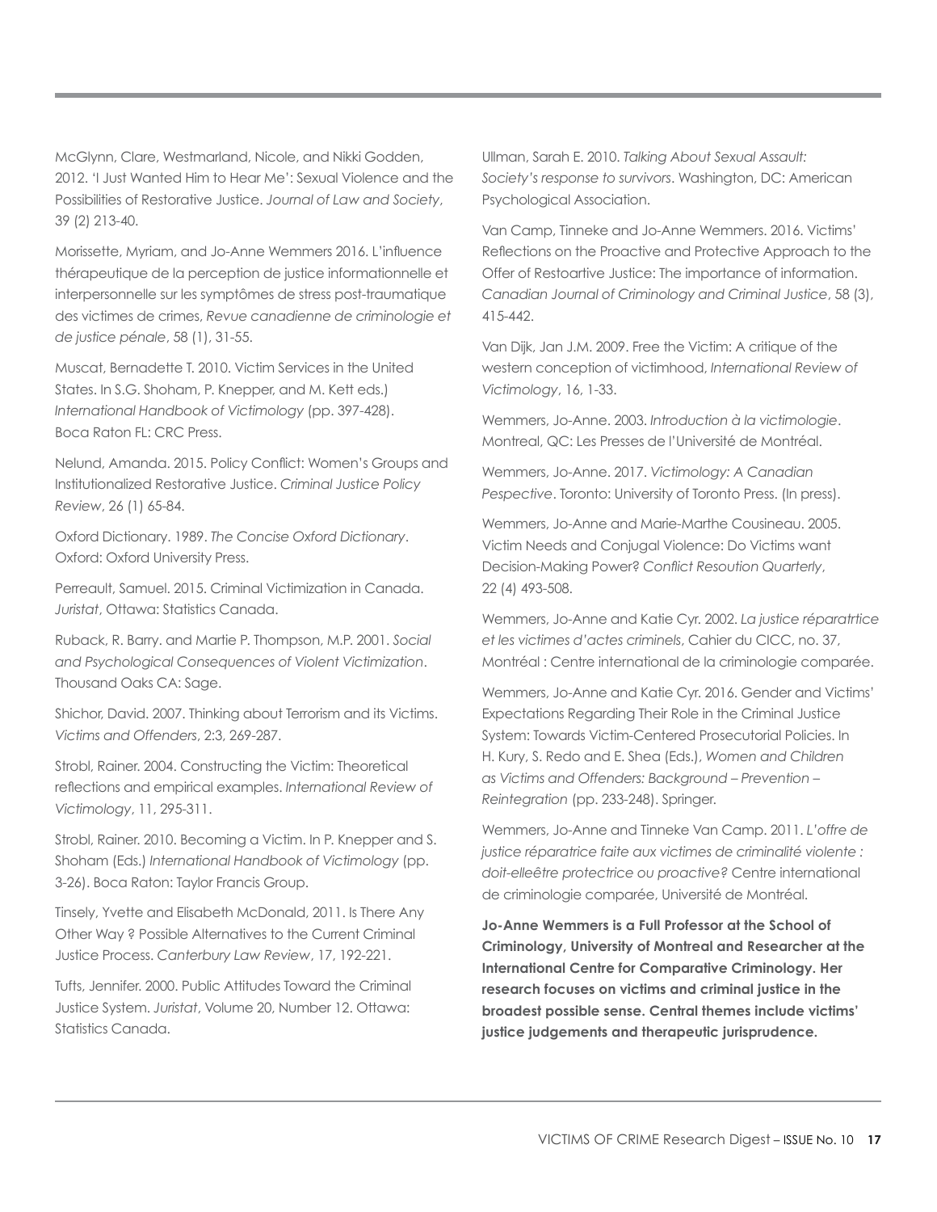McGlynn, Clare, Westmarland, Nicole, and Nikki Godden, 2012. 'I Just Wanted Him to Hear Me': Sexual Violence and the Possibilities of Restorative Justice. *Journal of Law and Society*, 39 (2) 213-40.

Morissette, Myriam, and Jo-Anne Wemmers 2016. L'influence thérapeutique de la perception de justice informationnelle et interpersonnelle sur les symptômes de stress post-traumatique des victimes de crimes, *Revue canadienne de criminologie et de justice pénale*, 58 (1), 31-55.

Muscat, Bernadette T. 2010. Victim Services in the United States. In S.G. Shoham, P. Knepper, and M. Kett eds.) *International Handbook of Victimology* (pp. 397-428). Boca Raton FL: CRC Press.

Nelund, Amanda. 2015. Policy Conflict: Women's Groups and Institutionalized Restorative Justice. *Criminal Justice Policy Review*, 26 (1) 65-84.

Oxford Dictionary. 1989. *The Concise Oxford Dictionary*. Oxford: Oxford University Press.

Perreault, Samuel. 2015. Criminal Victimization in Canada. *Juristat*, Ottawa: Statistics Canada.

Ruback, R. Barry. and Martie P. Thompson, M.P. 2001. *Social and Psychological Consequences of Violent Victimization*. Thousand Oaks CA: Sage.

Shichor, David. 2007. Thinking about Terrorism and its Victims. *Victims and Offenders*, 2:3, 269-287.

Strobl, Rainer. 2004. Constructing the Victim: Theoretical reflections and empirical examples. *International Review of Victimology*, 11, 295-311.

Strobl, Rainer. 2010. Becoming a Victim. In P. Knepper and S. Shoham (Eds.) *International Handbook of Victimology* (pp. 3-26). Boca Raton: Taylor Francis Group.

Tinsely, Yvette and Elisabeth McDonald, 2011. Is There Any Other Way ? Possible Alternatives to the Current Criminal Justice Process. *Canterbury Law Review*, 17, 192-221.

Tufts, Jennifer. 2000. Public Attitudes Toward the Criminal Justice System. *Juristat*, Volume 20, Number 12. Ottawa: Statistics Canada.

Ullman, Sarah E. 2010. *Talking About Sexual Assault: Society's response to survivors*. Washington, DC: American Psychological Association.

Van Camp, Tinneke and Jo-Anne Wemmers. 2016. Victims' Reflections on the Proactive and Protective Approach to the Offer of Restoartive Justice: The importance of information. *Canadian Journal of Criminology and Criminal Justice*, 58 (3), 415-442.

Van Dijk, Jan J.M. 2009. Free the Victim: A critique of the western conception of victimhood, *International Review of Victimology*, 16, 1-33.

Wemmers, Jo-Anne. 2003. *Introduction à la victimologie*. Montreal, QC: Les Presses de l'Université de Montréal.

Wemmers, Jo-Anne. 2017. *Victimology: A Canadian Pespective*. Toronto: University of Toronto Press. (In press).

Wemmers, Jo-Anne and Marie-Marthe Cousineau. 2005. Victim Needs and Conjugal Violence: Do Victims want Decision-Making Power? *Conflict Resoution Quarterly*, 22 (4) 493-508.

Wemmers, Jo-Anne and Katie Cyr. 2002. *La justice réparatrtice et les victimes d'actes criminels*, Cahier du CICC, no. 37, Montréal : Centre international de la criminologie comparée.

Wemmers, Jo-Anne and Katie Cyr. 2016. Gender and Victims' Expectations Regarding Their Role in the Criminal Justice System: Towards Victim-Centered Prosecutorial Policies. In H. Kury, S. Redo and E. Shea (Eds.), *Women and Children as Victims and Offenders: Background – Prevention – Reintegration* (pp. 233-248). Springer.

Wemmers, Jo-Anne and Tinneke Van Camp. 2011. *L'offre de justice réparatrice faite aux victimes de criminalité violente : doit-elleêtre protectrice ou proactive?* Centre international de criminologie comparée, Université de Montréal.

**Jo-Anne Wemmers is a Full Professor at the School of Criminology, University of Montreal and Researcher at the International Centre for Comparative Criminology. Her research focuses on victims and criminal justice in the broadest possible sense. Central themes include victims' justice judgements and therapeutic jurisprudence.**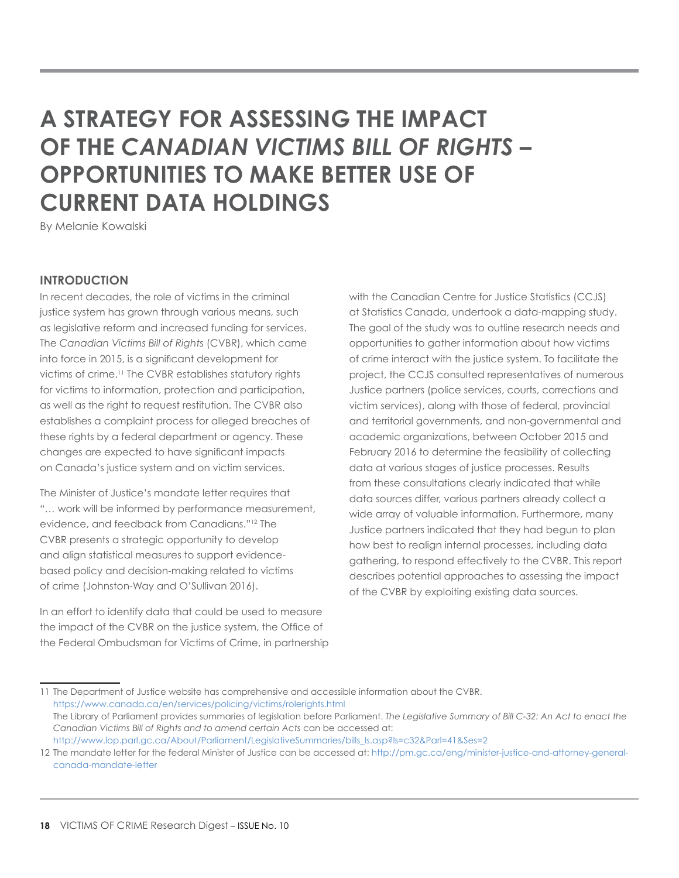# A STRATEGY FOR ASSESSING THE IMPACT OF THE *CANADIAN VICTIMS BILL OF RIGHTS* – OPPORTUNITIES TO MAKE BETTER USE OF CURRENT DATA HOLDINGS

By Melanie Kowalski

## INTRODUCTION

In recent decades, the role of victims in the criminal justice system has grown through various means, such as legislative reform and increased funding for services. The *Canadian Victims Bill of Rights* (CVBR), which came into force in 2015, is a significant development for victims of crime.[11] The CVBR establishes statutory rights for victims to information, protection and participation, as well as the right to request restitution. The CVBR also establishes a complaint process for alleged breaches of these rights by a federal department or agency. These changes are expected to have significant impacts on Canada's justice system and on victim services.

The Minister of Justice's mandate letter requires that "… work will be informed by performance measurement, evidence, and feedback from Canadians."[12] The CVBR presents a strategic opportunity to develop and align statistical measures to support evidence-based policy and decision-making related to victims of crime (Johnston-Way and O'Sullivan 2016).

In an effort to identify data that could be used to measure the impact of the CVBR on the justice system, the Office of the Federal Ombudsman for Victims of Crime, in partnership with the Canadian Centre for Justice Statistics (CCJS) at Statistics Canada, undertook a data-mapping study. The goal of the study was to outline research needs and opportunities to gather information about how victims of crime interact with the justice system. To facilitate the project, the CCJS consulted representatives of numerous Justice partners (police services, courts, corrections and victim services), along with those of federal, provincial and territorial governments, and non-governmental and academic organizations, between October 2015 and February 2016 to determine the feasibility of collecting data at various stages of justice processes. Results from these consultations clearly indicated that while data sources differ, various partners already collect a wide array of valuable information. Furthermore, many Justice partners indicated that they had begun to plan how best to realign internal processes, including data gathering, to respond effectively to the CVBR. This report describes potential approaches to assessing the impact of the CVBR by exploiting existing data sources.

---

11 The Department of Justice website has comprehensive and accessible information about the CVBR. https://www.canada.ca/en/services/policing/victims/rolerights.html
The Library of Parliament provides summaries of legislation before Parliament. *The Legislative Summary of Bill C-32: An Act to enact the Canadian Victims Bill of Rights and to amend certain Acts* can be accessed at: http://www.lop.parl.gc.ca/About/Parliament/LegislativeSummaries/bills_ls.asp?ls=c32&Parl=41&Ses=2

12 The mandate letter for the federal Minister of Justice can be accessed at: http://pm.gc.ca/eng/minister-justice-and-attorney-general-canada-mandate-letter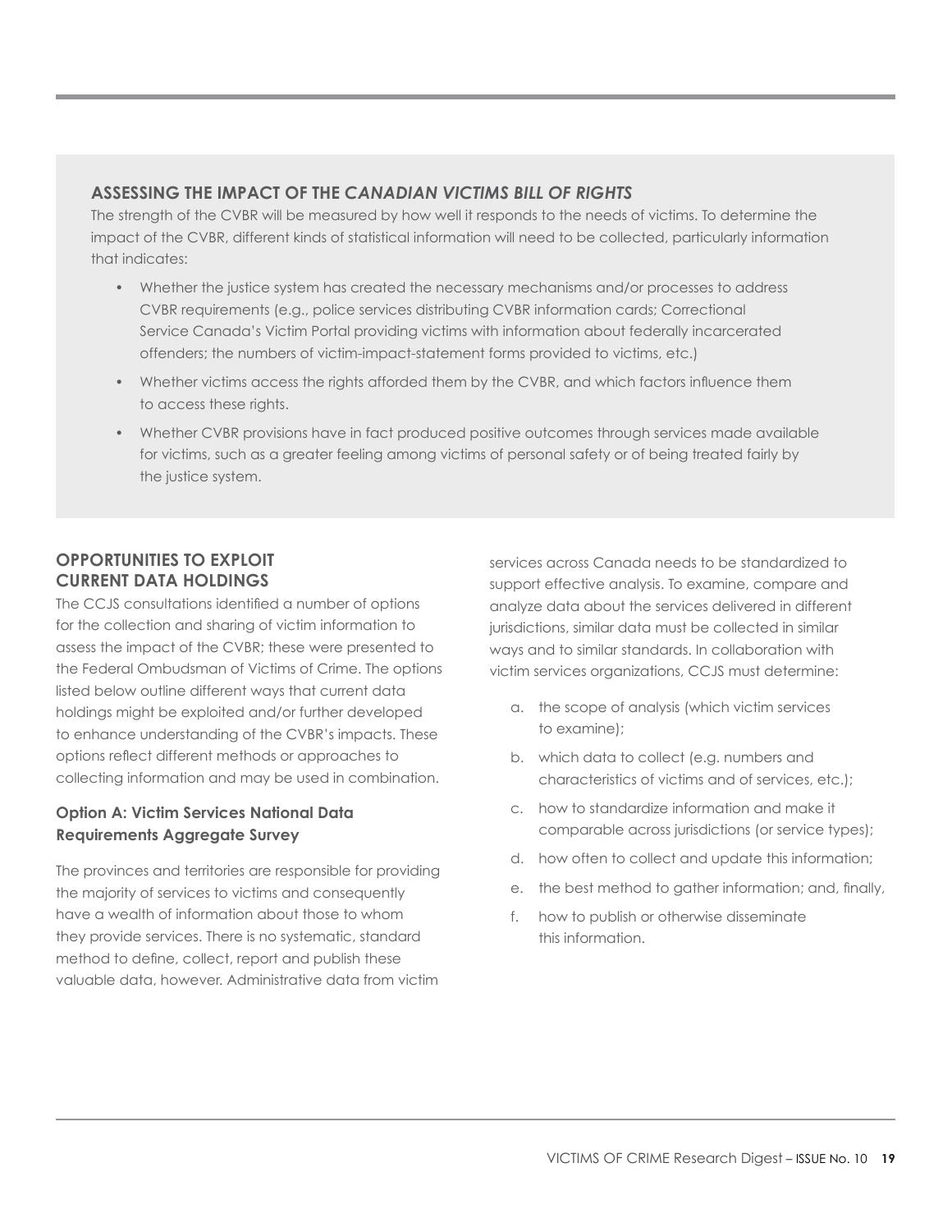### ASSESSING THE IMPACT OF THE *CANADIAN VICTIMS BILL OF RIGHTS*

The strength of the CVBR will be measured by how well it responds to the needs of victims. To determine the impact of the CVBR, different kinds of statistical information will need to be collected, particularly information that indicates:

- Whether the justice system has created the necessary mechanisms and/or processes to address CVBR requirements (e.g., police services distributing CVBR information cards; Correctional Service Canada's Victim Portal providing victims with information about federally incarcerated offenders; the numbers of victim-impact-statement forms provided to victims, etc.)
- Whether victims access the rights afforded them by the CVBR, and which factors influence them to access these rights.
- Whether CVBR provisions have in fact produced positive outcomes through services made available for victims, such as a greater feeling among victims of personal safety or of being treated fairly by the justice system.

## OPPORTUNITIES TO EXPLOIT CURRENT DATA HOLDINGS

The CCJS consultations identified a number of options for the collection and sharing of victim information to assess the impact of the CVBR; these were presented to the Federal Ombudsman of Victims of Crime. The options listed below outline different ways that current data holdings might be exploited and/or further developed to enhance understanding of the CVBR's impacts. These options reflect different methods or approaches to collecting information and may be used in combination.

### Option A: Victim Services National Data Requirements Aggregate Survey

The provinces and territories are responsible for providing the majority of services to victims and consequently have a wealth of information about those to whom they provide services. There is no systematic, standard method to define, collect, report and publish these valuable data, however. Administrative data from victim services across Canada needs to be standardized to support effective analysis. To examine, compare and analyze data about the services delivered in different jurisdictions, similar data must be collected in similar ways and to similar standards. In collaboration with victim services organizations, CCJS must determine:

a. the scope of analysis (which victim services to examine);
b. which data to collect (e.g. numbers and characteristics of victims and of services, etc.);
c. how to standardize information and make it comparable across jurisdictions (or service types);
d. how often to collect and update this information;
e. the best method to gather information; and, finally,
f. how to publish or otherwise disseminate this information.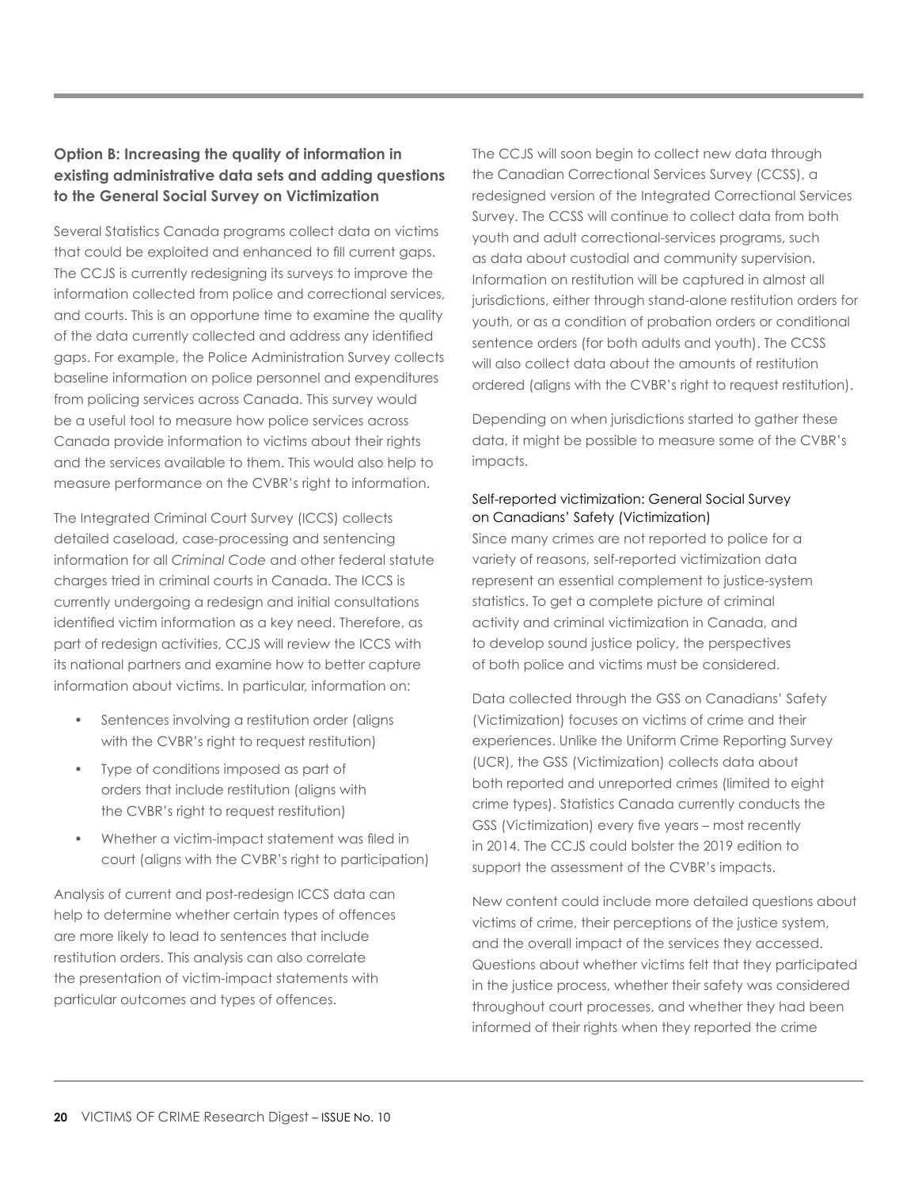### Option B: Increasing the quality of information in existing administrative data sets and adding questions to the General Social Survey on Victimization

Several Statistics Canada programs collect data on victims that could be exploited and enhanced to fill current gaps. The CCJS is currently redesigning its surveys to improve the information collected from police and correctional services, and courts. This is an opportune time to examine the quality of the data currently collected and address any identified gaps. For example, the Police Administration Survey collects baseline information on police personnel and expenditures from policing services across Canada. This survey would be a useful tool to measure how police services across Canada provide information to victims about their rights and the services available to them. This would also help to measure performance on the CVBR's right to information.

The Integrated Criminal Court Survey (ICCS) collects detailed caseload, case-processing and sentencing information for all *Criminal Code* and other federal statute charges tried in criminal courts in Canada. The ICCS is currently undergoing a redesign and initial consultations identified victim information as a key need. Therefore, as part of redesign activities, CCJS will review the ICCS with its national partners and examine how to better capture information about victims. In particular, information on:

- Sentences involving a restitution order (aligns with the CVBR's right to request restitution)
- Type of conditions imposed as part of orders that include restitution (aligns with the CVBR's right to request restitution)
- Whether a victim-impact statement was filed in court (aligns with the CVBR's right to participation)

Analysis of current and post-redesign ICCS data can help to determine whether certain types of offences are more likely to lead to sentences that include restitution orders. This analysis can also correlate the presentation of victim-impact statements with particular outcomes and types of offences.

The CCJS will soon begin to collect new data through the Canadian Correctional Services Survey (CCSS), a redesigned version of the Integrated Correctional Services Survey. The CCSS will continue to collect data from both youth and adult correctional-services programs, such as data about custodial and community supervision. Information on restitution will be captured in almost all jurisdictions, either through stand-alone restitution orders for youth, or as a condition of probation orders or conditional sentence orders (for both adults and youth). The CCSS will also collect data about the amounts of restitution ordered (aligns with the CVBR's right to request restitution).

Depending on when jurisdictions started to gather these data, it might be possible to measure some of the CVBR's impacts.

#### Self-reported victimization: General Social Survey on Canadians' Safety (Victimization)

Since many crimes are not reported to police for a variety of reasons, self-reported victimization data represent an essential complement to justice-system statistics. To get a complete picture of criminal activity and criminal victimization in Canada, and to develop sound justice policy, the perspectives of both police and victims must be considered.

Data collected through the GSS on Canadians' Safety (Victimization) focuses on victims of crime and their experiences. Unlike the Uniform Crime Reporting Survey (UCR), the GSS (Victimization) collects data about both reported and unreported crimes (limited to eight crime types). Statistics Canada currently conducts the GSS (Victimization) every five years – most recently in 2014. The CCJS could bolster the 2019 edition to support the assessment of the CVBR's impacts.

New content could include more detailed questions about victims of crime, their perceptions of the justice system, and the overall impact of the services they accessed. Questions about whether victims felt that they participated in the justice process, whether their safety was considered throughout court processes, and whether they had been informed of their rights when they reported the crime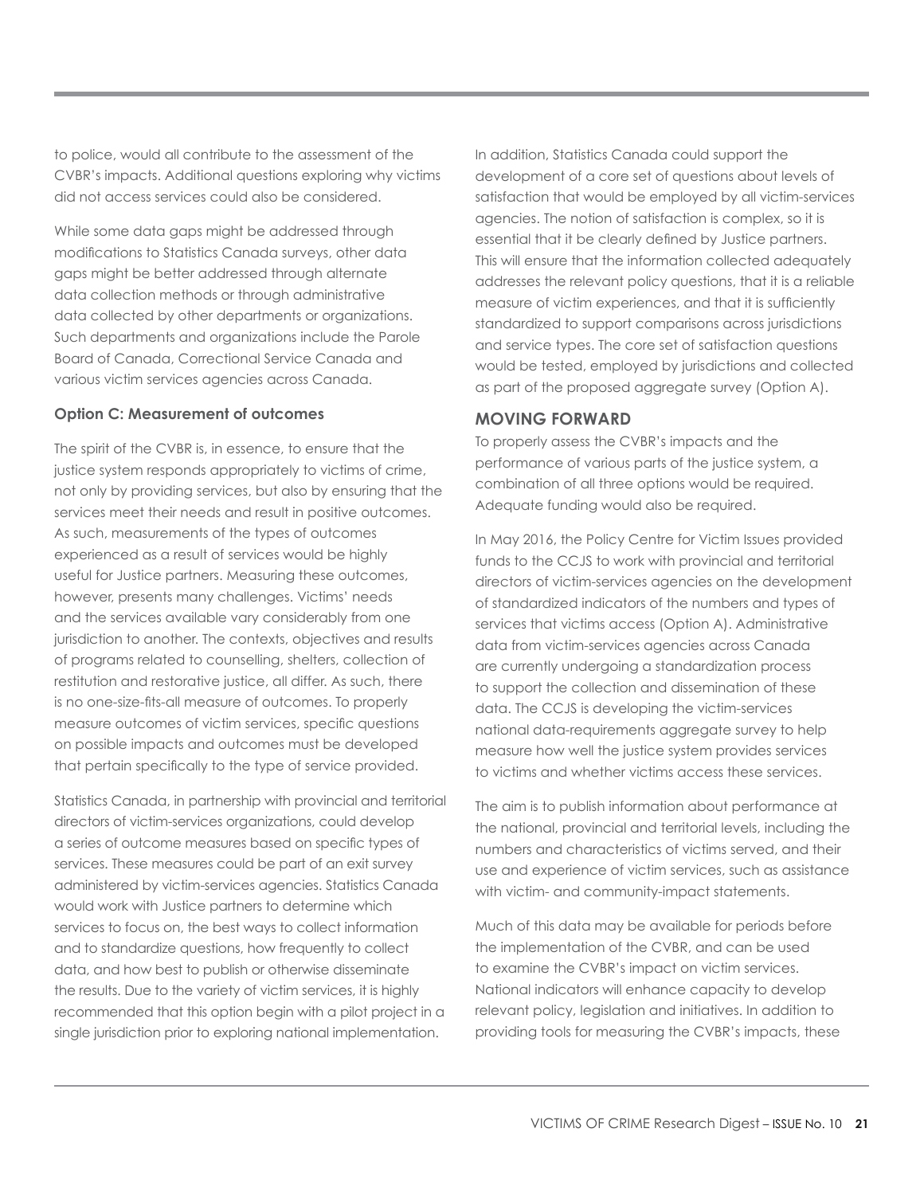to police, would all contribute to the assessment of the CVBR's impacts. Additional questions exploring why victims did not access services could also be considered.

While some data gaps might be addressed through modifications to Statistics Canada surveys, other data gaps might be better addressed through alternate data collection methods or through administrative data collected by other departments or organizations. Such departments and organizations include the Parole Board of Canada, Correctional Service Canada and various victim services agencies across Canada.

**Option C: Measurement of outcomes**

The spirit of the CVBR is, in essence, to ensure that the justice system responds appropriately to victims of crime, not only by providing services, but also by ensuring that the services meet their needs and result in positive outcomes. As such, measurements of the types of outcomes experienced as a result of services would be highly useful for Justice partners. Measuring these outcomes, however, presents many challenges. Victims' needs and the services available vary considerably from one jurisdiction to another. The contexts, objectives and results of programs related to counselling, shelters, collection of restitution and restorative justice, all differ. As such, there is no one-size-fits-all measure of outcomes. To properly measure outcomes of victim services, specific questions on possible impacts and outcomes must be developed that pertain specifically to the type of service provided.

Statistics Canada, in partnership with provincial and territorial directors of victim-services organizations, could develop a series of outcome measures based on specific types of services. These measures could be part of an exit survey administered by victim-services agencies. Statistics Canada would work with Justice partners to determine which services to focus on, the best ways to collect information and to standardize questions, how frequently to collect data, and how best to publish or otherwise disseminate the results. Due to the variety of victim services, it is highly recommended that this option begin with a pilot project in a single jurisdiction prior to exploring national implementation.

In addition, Statistics Canada could support the development of a core set of questions about levels of satisfaction that would be employed by all victim-services agencies. The notion of satisfaction is complex, so it is essential that it be clearly defined by Justice partners. This will ensure that the information collected adequately addresses the relevant policy questions, that it is a reliable measure of victim experiences, and that it is sufficiently standardized to support comparisons across jurisdictions and service types. The core set of satisfaction questions would be tested, employed by jurisdictions and collected as part of the proposed aggregate survey (Option A).

## MOVING FORWARD

To properly assess the CVBR's impacts and the performance of various parts of the justice system, a combination of all three options would be required. Adequate funding would also be required.

In May 2016, the Policy Centre for Victim Issues provided funds to the CCJS to work with provincial and territorial directors of victim-services agencies on the development of standardized indicators of the numbers and types of services that victims access (Option A). Administrative data from victim-services agencies across Canada are currently undergoing a standardization process to support the collection and dissemination of these data. The CCJS is developing the victim-services national data-requirements aggregate survey to help measure how well the justice system provides services to victims and whether victims access these services.

The aim is to publish information about performance at the national, provincial and territorial levels, including the numbers and characteristics of victims served, and their use and experience of victim services, such as assistance with victim- and community-impact statements.

Much of this data may be available for periods before the implementation of the CVBR, and can be used to examine the CVBR's impact on victim services. National indicators will enhance capacity to develop relevant policy, legislation and initiatives. In addition to providing tools for measuring the CVBR's impacts, these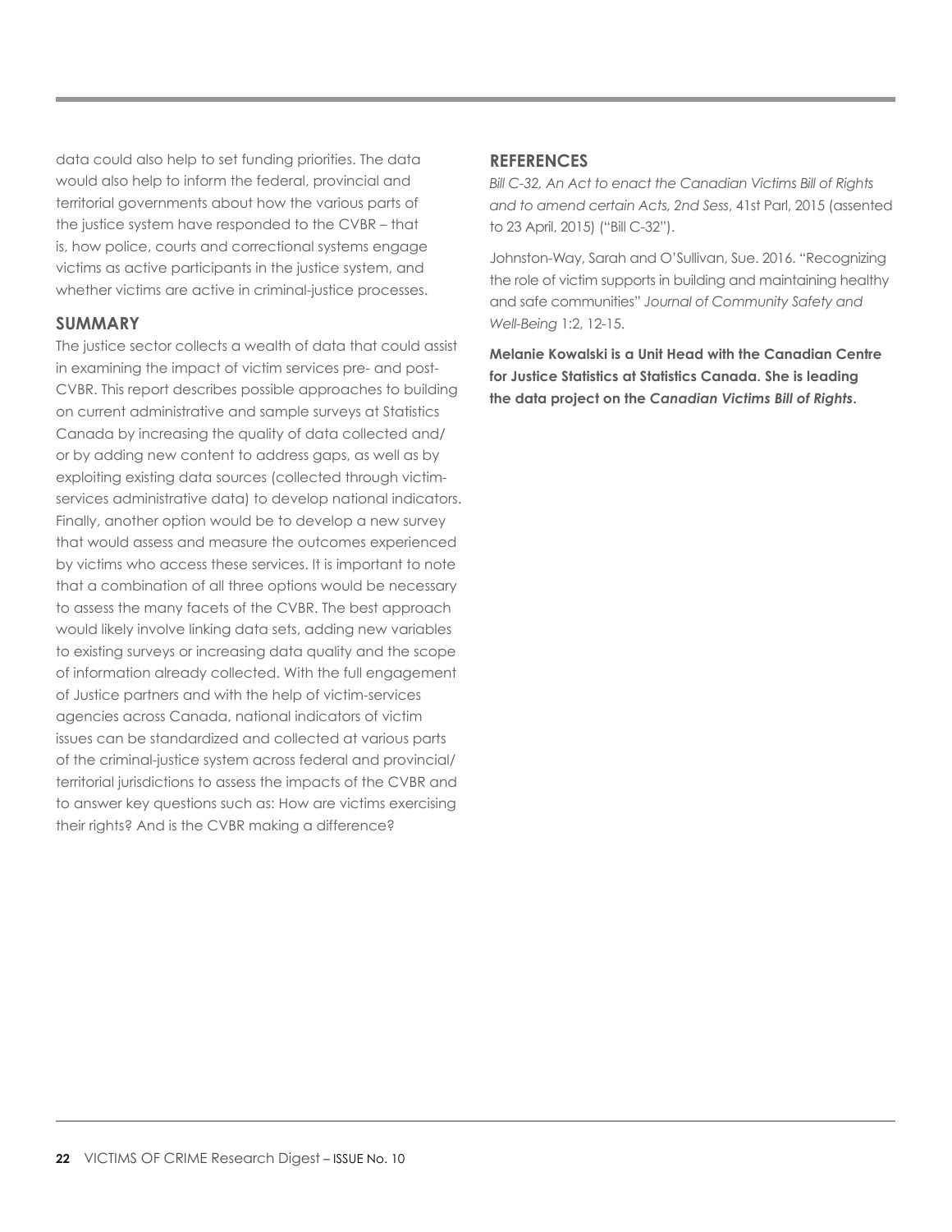data could also help to set funding priorities. The data would also help to inform the federal, provincial and territorial governments about how the various parts of the justice system have responded to the CVBR – that is, how police, courts and correctional systems engage victims as active participants in the justice system, and whether victims are active in criminal-justice processes.

## SUMMARY

The justice sector collects a wealth of data that could assist in examining the impact of victim services pre- and post-CVBR. This report describes possible approaches to building on current administrative and sample surveys at Statistics Canada by increasing the quality of data collected and/or by adding new content to address gaps, as well as by exploiting existing data sources (collected through victim-services administrative data) to develop national indicators. Finally, another option would be to develop a new survey that would assess and measure the outcomes experienced by victims who access these services. It is important to note that a combination of all three options would be necessary to assess the many facets of the CVBR. The best approach would likely involve linking data sets, adding new variables to existing surveys or increasing data quality and the scope of information already collected. With the full engagement of Justice partners and with the help of victim-services agencies across Canada, national indicators of victim issues can be standardized and collected at various parts of the criminal-justice system across federal and provincial/territorial jurisdictions to assess the impacts of the CVBR and to answer key questions such as: How are victims exercising their rights? And is the CVBR making a difference?

## REFERENCES

*Bill C-32, An Act to enact the Canadian Victims Bill of Rights and to amend certain Acts, 2nd Sess*, 41st Parl, 2015 (assented to 23 April, 2015) ("Bill C-32").

Johnston-Way, Sarah and O'Sullivan, Sue. 2016. "Recognizing the role of victim supports in building and maintaining healthy and safe communities" *Journal of Community Safety and Well-Being* 1:2, 12-15.

**Melanie Kowalski is a Unit Head with the Canadian Centre for Justice Statistics at Statistics Canada. She is leading the data project on the *Canadian Victims Bill of Rights*.**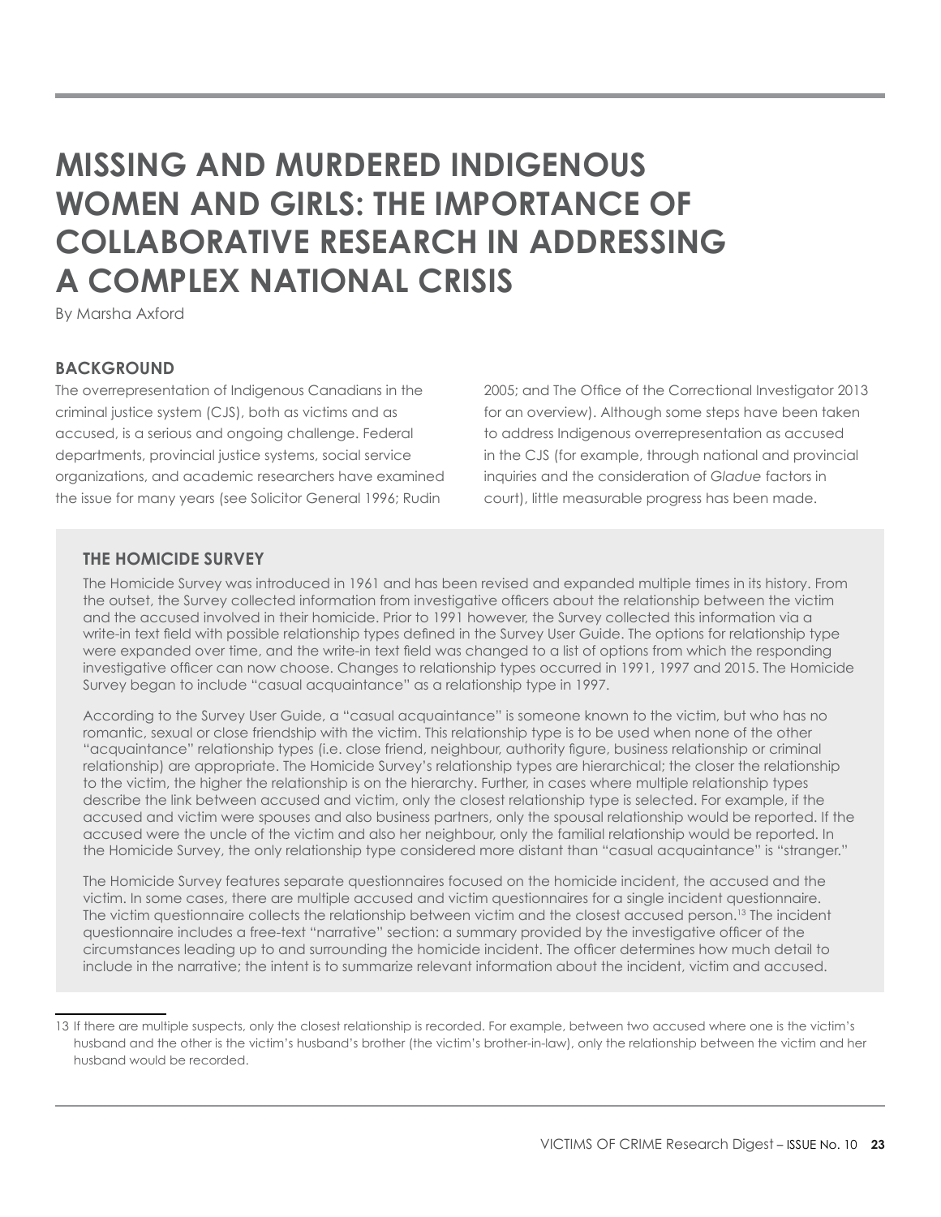# MISSING AND MURDERED INDIGENOUS WOMEN AND GIRLS: THE IMPORTANCE OF COLLABORATIVE RESEARCH IN ADDRESSING A COMPLEX NATIONAL CRISIS

By Marsha Axford

## BACKGROUND

The overrepresentation of Indigenous Canadians in the criminal justice system (CJS), both as victims and as accused, is a serious and ongoing challenge. Federal departments, provincial justice systems, social service organizations, and academic researchers have examined the issue for many years (see Solicitor General 1996; Rudin 2005; and The Office of the Correctional Investigator 2013 for an overview). Although some steps have been taken to address Indigenous overrepresentation as accused in the CJS (for example, through national and provincial inquiries and the consideration of *Gladue* factors in court), little measurable progress has been made.

### THE HOMICIDE SURVEY

The Homicide Survey was introduced in 1961 and has been revised and expanded multiple times in its history. From the outset, the Survey collected information from investigative officers about the relationship between the victim and the accused involved in their homicide. Prior to 1991 however, the Survey collected this information via a write-in text field with possible relationship types defined in the Survey User Guide. The options for relationship type were expanded over time, and the write-in text field was changed to a list of options from which the responding investigative officer can now choose. Changes to relationship types occurred in 1991, 1997 and 2015. The Homicide Survey began to include "casual acquaintance" as a relationship type in 1997.

According to the Survey User Guide, a "casual acquaintance" is someone known to the victim, but who has no romantic, sexual or close friendship with the victim. This relationship type is to be used when none of the other "acquaintance" relationship types (i.e. close friend, neighbour, authority figure, business relationship or criminal relationship) are appropriate. The Homicide Survey's relationship types are hierarchical; the closer the relationship to the victim, the higher the relationship is on the hierarchy. Further, in cases where multiple relationship types describe the link between accused and victim, only the closest relationship type is selected. For example, if the accused and victim were spouses and also business partners, only the spousal relationship would be reported. If the accused were the uncle of the victim and also her neighbour, only the familial relationship would be reported. In the Homicide Survey, the only relationship type considered more distant than "casual acquaintance" is "stranger."

The Homicide Survey features separate questionnaires focused on the homicide incident, the accused and the victim. In some cases, there are multiple accused and victim questionnaires for a single incident questionnaire. The victim questionnaire collects the relationship between victim and the closest accused person.[13] The incident questionnaire includes a free-text "narrative" section: a summary provided by the investigative officer of the circumstances leading up to and surrounding the homicide incident. The officer determines how much detail to include in the narrative; the intent is to summarize relevant information about the incident, victim and accused.

---

13 If there are multiple suspects, only the closest relationship is recorded. For example, between two accused where one is the victim's husband and the other is the victim's husband's brother (the victim's brother-in-law), only the relationship between the victim and her husband would be recorded.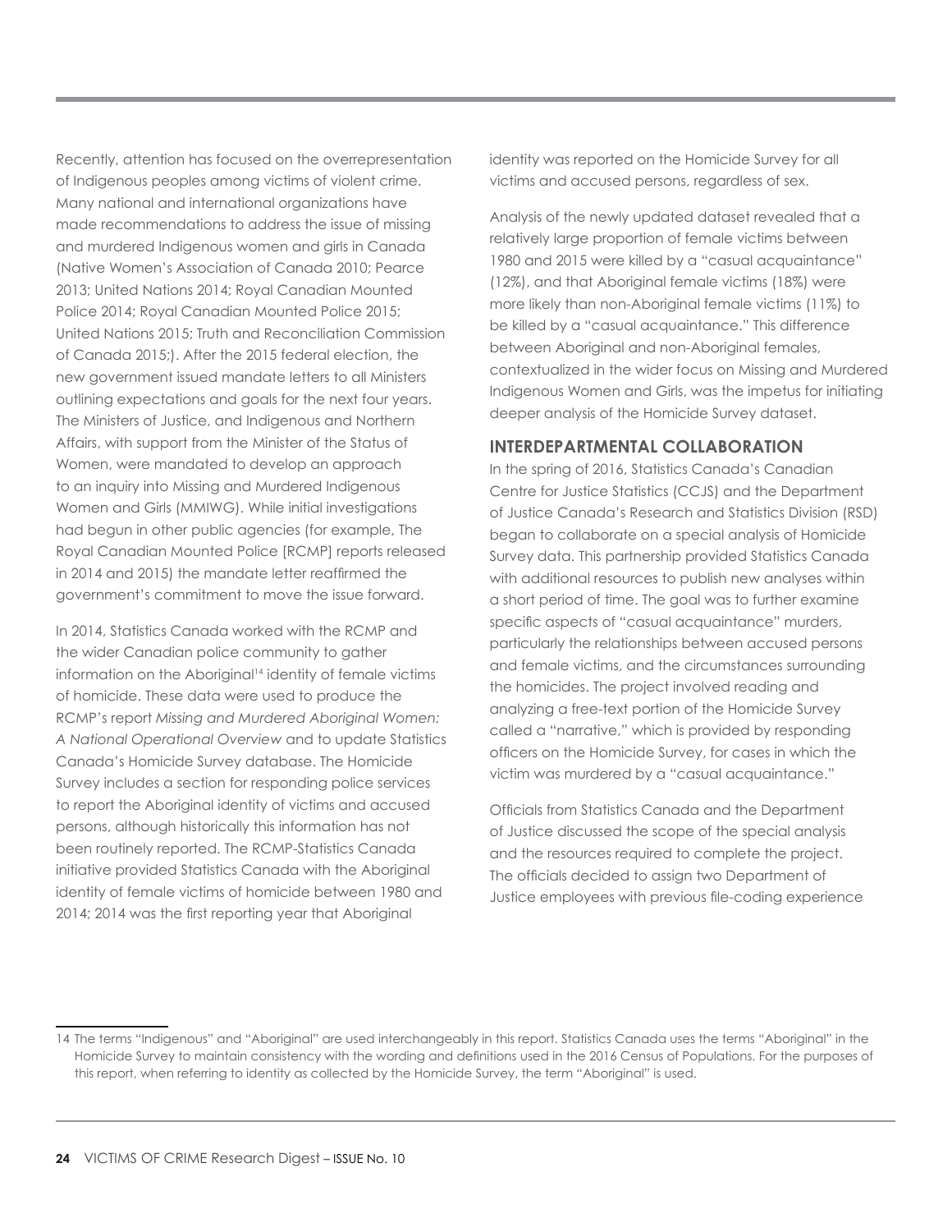Recently, attention has focused on the overrepresentation of Indigenous peoples among victims of violent crime. Many national and international organizations have made recommendations to address the issue of missing and murdered Indigenous women and girls in Canada (Native Women's Association of Canada 2010; Pearce 2013; United Nations 2014; Royal Canadian Mounted Police 2014; Royal Canadian Mounted Police 2015; United Nations 2015; Truth and Reconciliation Commission of Canada 2015;). After the 2015 federal election, the new government issued mandate letters to all Ministers outlining expectations and goals for the next four years. The Ministers of Justice, and Indigenous and Northern Affairs, with support from the Minister of the Status of Women, were mandated to develop an approach to an inquiry into Missing and Murdered Indigenous Women and Girls (MMIWG). While initial investigations had begun in other public agencies (for example, The Royal Canadian Mounted Police [RCMP] reports released in 2014 and 2015) the mandate letter reaffirmed the government's commitment to move the issue forward.

In 2014, Statistics Canada worked with the RCMP and the wider Canadian police community to gather information on the Aboriginal[14] identity of female victims of homicide. These data were used to produce the RCMP's report *Missing and Murdered Aboriginal Women: A National Operational Overview* and to update Statistics Canada's Homicide Survey database. The Homicide Survey includes a section for responding police services to report the Aboriginal identity of victims and accused persons, although historically this information has not been routinely reported. The RCMP-Statistics Canada initiative provided Statistics Canada with the Aboriginal identity of female victims of homicide between 1980 and 2014; 2014 was the first reporting year that Aboriginal identity was reported on the Homicide Survey for all victims and accused persons, regardless of sex.

Analysis of the newly updated dataset revealed that a relatively large proportion of female victims between 1980 and 2015 were killed by a "casual acquaintance" (12%), and that Aboriginal female victims (18%) were more likely than non-Aboriginal female victims (11%) to be killed by a "casual acquaintance." This difference between Aboriginal and non-Aboriginal females, contextualized in the wider focus on Missing and Murdered Indigenous Women and Girls, was the impetus for initiating deeper analysis of the Homicide Survey dataset.

## INTERDEPARTMENTAL COLLABORATION

In the spring of 2016, Statistics Canada's Canadian Centre for Justice Statistics (CCJS) and the Department of Justice Canada's Research and Statistics Division (RSD) began to collaborate on a special analysis of Homicide Survey data. This partnership provided Statistics Canada with additional resources to publish new analyses within a short period of time. The goal was to further examine specific aspects of "casual acquaintance" murders, particularly the relationships between accused persons and female victims, and the circumstances surrounding the homicides. The project involved reading and analyzing a free-text portion of the Homicide Survey called a "narrative," which is provided by responding officers on the Homicide Survey, for cases in which the victim was murdered by a "casual acquaintance."

Officials from Statistics Canada and the Department of Justice discussed the scope of the special analysis and the resources required to complete the project. The officials decided to assign two Department of Justice employees with previous file-coding experience

---

14 The terms "Indigenous" and "Aboriginal" are used interchangeably in this report. Statistics Canada uses the terms "Aboriginal" in the Homicide Survey to maintain consistency with the wording and definitions used in the 2016 Census of Populations. For the purposes of this report, when referring to identity as collected by the Homicide Survey, the term "Aboriginal" is used.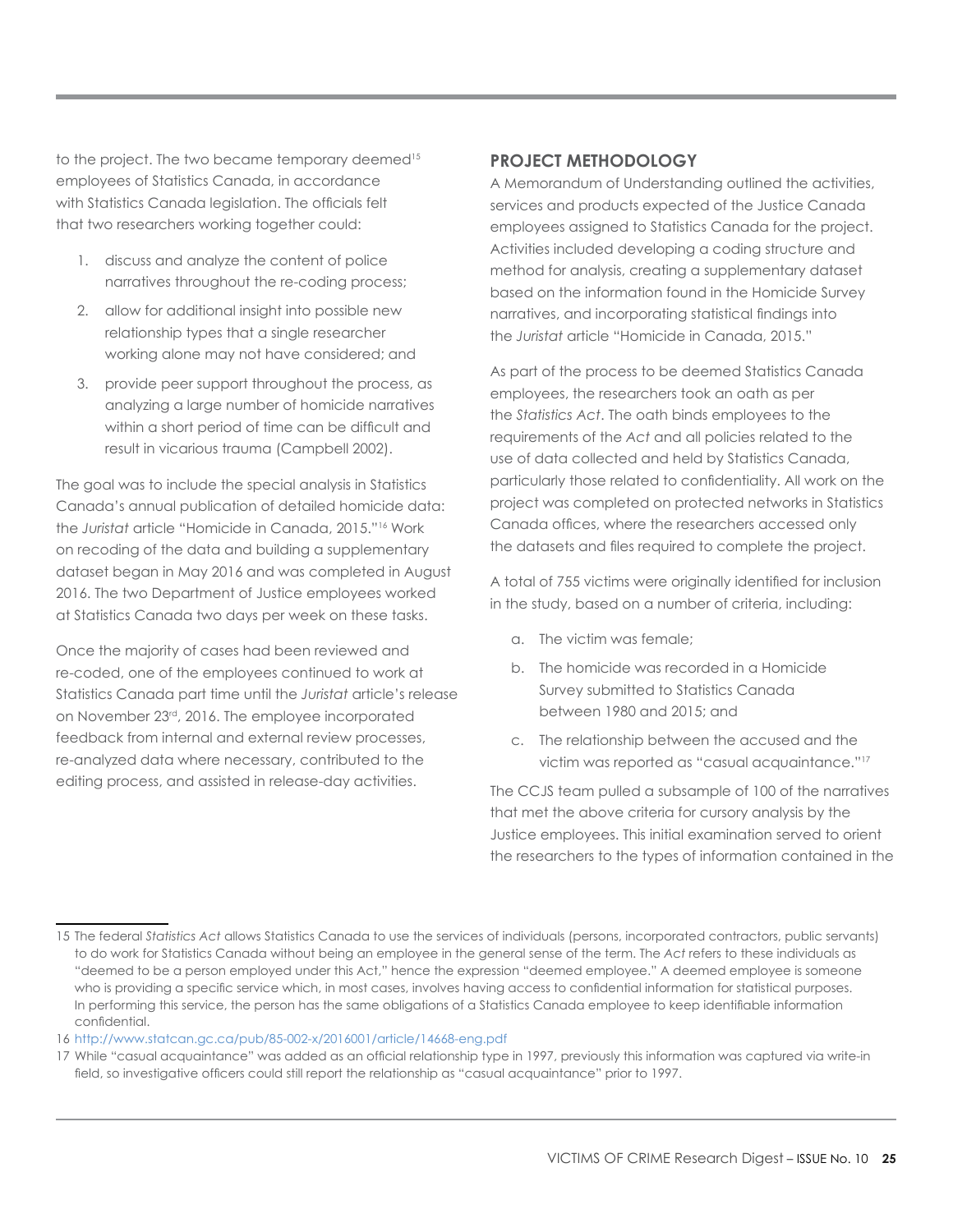to the project. The two became temporary deemed[15] employees of Statistics Canada, in accordance with Statistics Canada legislation. The officials felt that two researchers working together could:

1. discuss and analyze the content of police narratives throughout the re-coding process;
2. allow for additional insight into possible new relationship types that a single researcher working alone may not have considered; and
3. provide peer support throughout the process, as analyzing a large number of homicide narratives within a short period of time can be difficult and result in vicarious trauma (Campbell 2002).

The goal was to include the special analysis in Statistics Canada's annual publication of detailed homicide data: the *Juristat* article "Homicide in Canada, 2015."[16] Work on recoding of the data and building a supplementary dataset began in May 2016 and was completed in August 2016. The two Department of Justice employees worked at Statistics Canada two days per week on these tasks.

Once the majority of cases had been reviewed and re-coded, one of the employees continued to work at Statistics Canada part time until the *Juristat* article's release on November 23rd, 2016. The employee incorporated feedback from internal and external review processes, re-analyzed data where necessary, contributed to the editing process, and assisted in release-day activities.

## PROJECT METHODOLOGY

A Memorandum of Understanding outlined the activities, services and products expected of the Justice Canada employees assigned to Statistics Canada for the project. Activities included developing a coding structure and method for analysis, creating a supplementary dataset based on the information found in the Homicide Survey narratives, and incorporating statistical findings into the *Juristat* article "Homicide in Canada, 2015."

As part of the process to be deemed Statistics Canada employees, the researchers took an oath as per the *Statistics Act*. The oath binds employees to the requirements of the *Act* and all policies related to the use of data collected and held by Statistics Canada, particularly those related to confidentiality. All work on the project was completed on protected networks in Statistics Canada offices, where the researchers accessed only the datasets and files required to complete the project.

A total of 755 victims were originally identified for inclusion in the study, based on a number of criteria, including:

a. The victim was female;
b. The homicide was recorded in a Homicide Survey submitted to Statistics Canada between 1980 and 2015; and
c. The relationship between the accused and the victim was reported as "casual acquaintance."[17]

The CCJS team pulled a subsample of 100 of the narratives that met the above criteria for cursory analysis by the Justice employees. This initial examination served to orient the researchers to the types of information contained in the

---

15 The federal *Statistics Act* allows Statistics Canada to use the services of individuals (persons, incorporated contractors, public servants) to do work for Statistics Canada without being an employee in the general sense of the term. The *Act* refers to these individuals as "deemed to be a person employed under this Act," hence the expression "deemed employee." A deemed employee is someone who is providing a specific service which, in most cases, involves having access to confidential information for statistical purposes. In performing this service, the person has the same obligations of a Statistics Canada employee to keep identifiable information confidential.

16 http://www.statcan.gc.ca/pub/85-002-x/2016001/article/14668-eng.pdf

17 While "casual acquaintance" was added as an official relationship type in 1997, previously this information was captured via write-in field, so investigative officers could still report the relationship as "casual acquaintance" prior to 1997.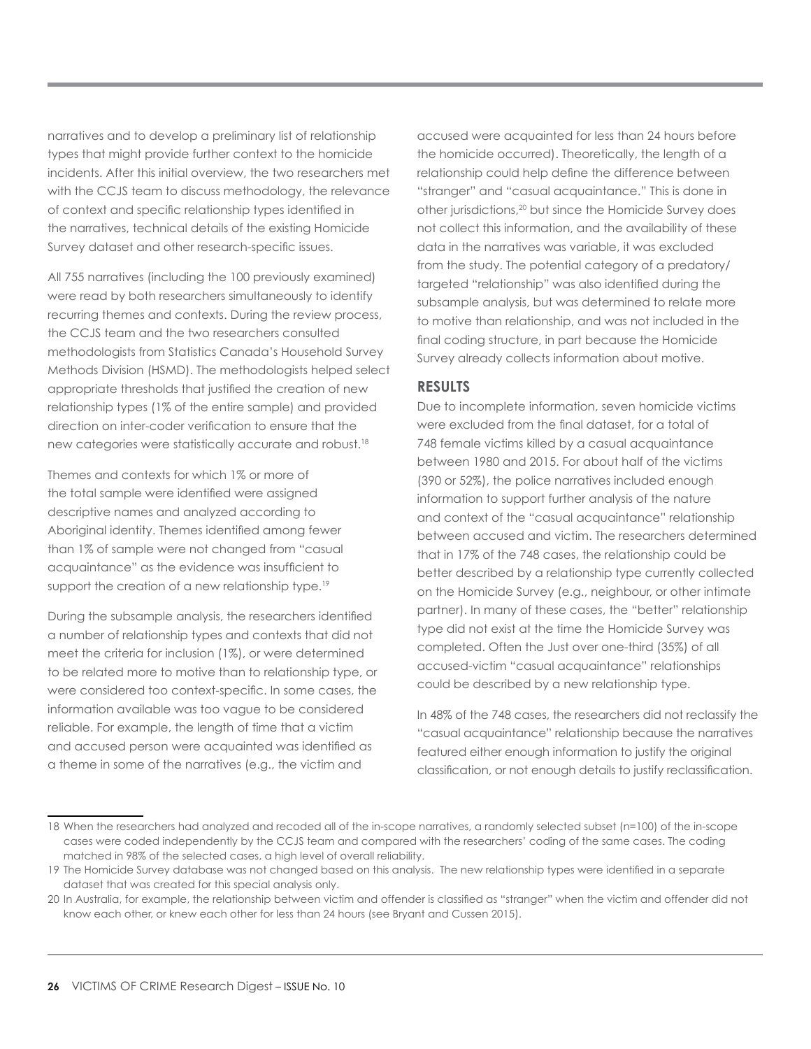narratives and to develop a preliminary list of relationship types that might provide further context to the homicide incidents. After this initial overview, the two researchers met with the CCJS team to discuss methodology, the relevance of context and specific relationship types identified in the narratives, technical details of the existing Homicide Survey dataset and other research-specific issues.

All 755 narratives (including the 100 previously examined) were read by both researchers simultaneously to identify recurring themes and contexts. During the review process, the CCJS team and the two researchers consulted methodologists from Statistics Canada's Household Survey Methods Division (HSMD). The methodologists helped select appropriate thresholds that justified the creation of new relationship types (1% of the entire sample) and provided direction on inter-coder verification to ensure that the new categories were statistically accurate and robust.[18]

Themes and contexts for which 1% or more of the total sample were identified were assigned descriptive names and analyzed according to Aboriginal identity. Themes identified among fewer than 1% of sample were not changed from "casual acquaintance" as the evidence was insufficient to support the creation of a new relationship type.[19]

During the subsample analysis, the researchers identified a number of relationship types and contexts that did not meet the criteria for inclusion (1%), or were determined to be related more to motive than to relationship type, or were considered too context-specific. In some cases, the information available was too vague to be considered reliable. For example, the length of time that a victim and accused person were acquainted was identified as a theme in some of the narratives (e.g., the victim and accused were acquainted for less than 24 hours before the homicide occurred). Theoretically, the length of a relationship could help define the difference between "stranger" and "casual acquaintance." This is done in other jurisdictions,[20] but since the Homicide Survey does not collect this information, and the availability of these data in the narratives was variable, it was excluded from the study. The potential category of a predatory/targeted "relationship" was also identified during the subsample analysis, but was determined to relate more to motive than relationship, and was not included in the final coding structure, in part because the Homicide Survey already collects information about motive.

## RESULTS

Due to incomplete information, seven homicide victims were excluded from the final dataset, for a total of 748 female victims killed by a casual acquaintance between 1980 and 2015. For about half of the victims (390 or 52%), the police narratives included enough information to support further analysis of the nature and context of the "casual acquaintance" relationship between accused and victim. The researchers determined that in 17% of the 748 cases, the relationship could be better described by a relationship type currently collected on the Homicide Survey (e.g., neighbour, or other intimate partner). In many of these cases, the "better" relationship type did not exist at the time the Homicide Survey was completed. Often the Just over one-third (35%) of all accused-victim "casual acquaintance" relationships could be described by a new relationship type.

In 48% of the 748 cases, the researchers did not reclassify the "casual acquaintance" relationship because the narratives featured either enough information to justify the original classification, or not enough details to justify reclassification.

---

18 When the researchers had analyzed and recoded all of the in-scope narratives, a randomly selected subset (n=100) of the in-scope cases were coded independently by the CCJS team and compared with the researchers' coding of the same cases. The coding matched in 98% of the selected cases, a high level of overall reliability.

19 The Homicide Survey database was not changed based on this analysis. The new relationship types were identified in a separate dataset that was created for this special analysis only.

20 In Australia, for example, the relationship between victim and offender is classified as "stranger" when the victim and offender did not know each other, or knew each other for less than 24 hours (see Bryant and Cussen 2015).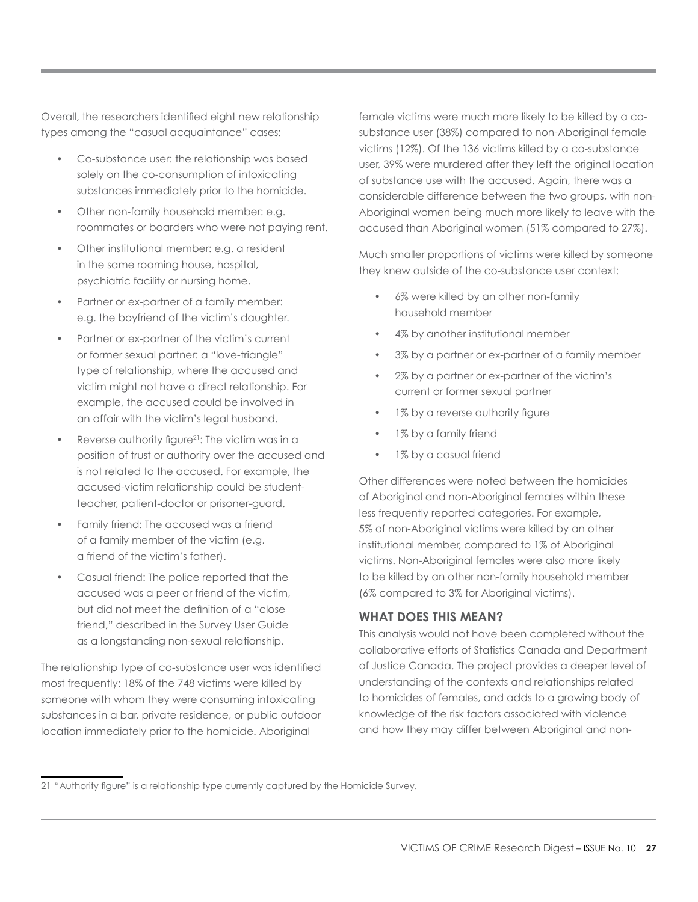Overall, the researchers identified eight new relationship types among the "casual acquaintance" cases:

- Co-substance user: the relationship was based solely on the co-consumption of intoxicating substances immediately prior to the homicide.
- Other non-family household member: e.g. roommates or boarders who were not paying rent.
- Other institutional member: e.g. a resident in the same rooming house, hospital, psychiatric facility or nursing home.
- Partner or ex-partner of a family member: e.g. the boyfriend of the victim's daughter.
- Partner or ex-partner of the victim's current or former sexual partner: a "love-triangle" type of relationship, where the accused and victim might not have a direct relationship. For example, the accused could be involved in an affair with the victim's legal husband.
- Reverse authority figure[21]: The victim was in a position of trust or authority over the accused and is not related to the accused. For example, the accused-victim relationship could be student-teacher, patient-doctor or prisoner-guard.
- Family friend: The accused was a friend of a family member of the victim (e.g. a friend of the victim's father).
- Casual friend: The police reported that the accused was a peer or friend of the victim, but did not meet the definition of a "close friend," described in the Survey User Guide as a longstanding non-sexual relationship.

The relationship type of co-substance user was identified most frequently: 18% of the 748 victims were killed by someone with whom they were consuming intoxicating substances in a bar, private residence, or public outdoor location immediately prior to the homicide. Aboriginal female victims were much more likely to be killed by a co-substance user (38%) compared to non-Aboriginal female victims (12%). Of the 136 victims killed by a co-substance user, 39% were murdered after they left the original location of substance use with the accused. Again, there was a considerable difference between the two groups, with non-Aboriginal women being much more likely to leave with the accused than Aboriginal women (51% compared to 27%).

Much smaller proportions of victims were killed by someone they knew outside of the co-substance user context:

- 6% were killed by an other non-family household member
- 4% by another institutional member
- 3% by a partner or ex-partner of a family member
- 2% by a partner or ex-partner of the victim's current or former sexual partner
- 1% by a reverse authority figure
- 1% by a family friend
- 1% by a casual friend

Other differences were noted between the homicides of Aboriginal and non-Aboriginal females within these less frequently reported categories. For example, 5% of non-Aboriginal victims were killed by an other institutional member, compared to 1% of Aboriginal victims. Non-Aboriginal females were also more likely to be killed by an other non-family household member (6% compared to 3% for Aboriginal victims).

### WHAT DOES THIS MEAN?

This analysis would not have been completed without the collaborative efforts of Statistics Canada and Department of Justice Canada. The project provides a deeper level of understanding of the contexts and relationships related to homicides of females, and adds to a growing body of knowledge of the risk factors associated with violence and how they may differ between Aboriginal and non-

---

21 "Authority figure" is a relationship type currently captured by the Homicide Survey.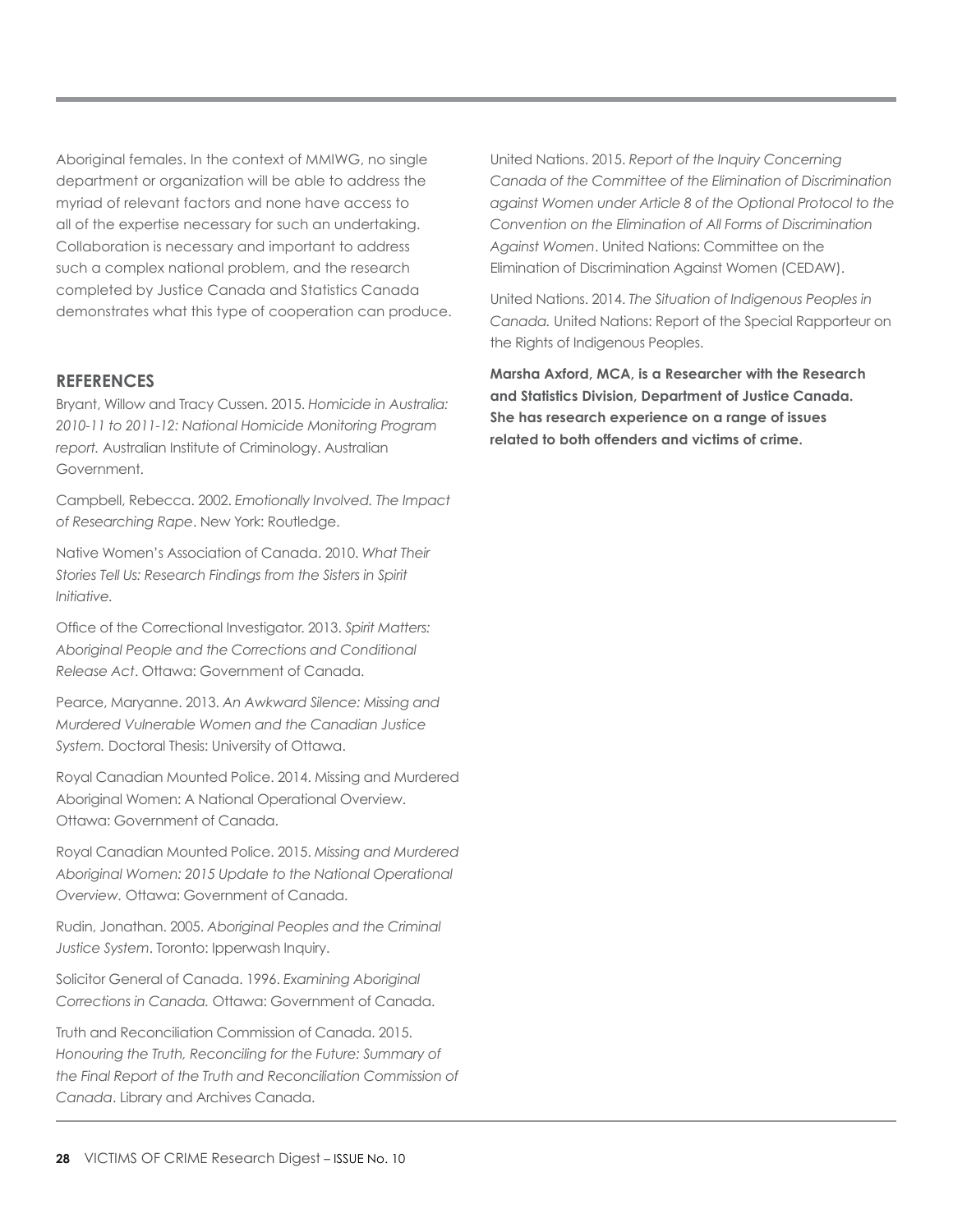Aboriginal females. In the context of MMIWG, no single department or organization will be able to address the myriad of relevant factors and none have access to all of the expertise necessary for such an undertaking. Collaboration is necessary and important to address such a complex national problem, and the research completed by Justice Canada and Statistics Canada demonstrates what this type of cooperation can produce.

## REFERENCES

Bryant, Willow and Tracy Cussen. 2015. *Homicide in Australia: 2010-11 to 2011-12: National Homicide Monitoring Program report.* Australian Institute of Criminology. Australian Government.

Campbell, Rebecca. 2002. *Emotionally Involved. The Impact of Researching Rape*. New York: Routledge.

Native Women's Association of Canada. 2010. *What Their Stories Tell Us: Research Findings from the Sisters in Spirit Initiative.*

Office of the Correctional Investigator. 2013. *Spirit Matters: Aboriginal People and the Corrections and Conditional Release Act*. Ottawa: Government of Canada.

Pearce, Maryanne. 2013. *An Awkward Silence: Missing and Murdered Vulnerable Women and the Canadian Justice System.* Doctoral Thesis: University of Ottawa.

Royal Canadian Mounted Police. 2014. Missing and Murdered Aboriginal Women: A National Operational Overview. Ottawa: Government of Canada.

Royal Canadian Mounted Police. 2015. *Missing and Murdered Aboriginal Women: 2015 Update to the National Operational Overview.* Ottawa: Government of Canada.

Rudin, Jonathan. 2005. *Aboriginal Peoples and the Criminal Justice System*. Toronto: Ipperwash Inquiry.

Solicitor General of Canada. 1996. *Examining Aboriginal Corrections in Canada.* Ottawa: Government of Canada.

Truth and Reconciliation Commission of Canada. 2015. *Honouring the Truth, Reconciling for the Future: Summary of the Final Report of the Truth and Reconciliation Commission of Canada*. Library and Archives Canada.

United Nations. 2015. *Report of the Inquiry Concerning Canada of the Committee of the Elimination of Discrimination against Women under Article 8 of the Optional Protocol to the Convention on the Elimination of All Forms of Discrimination Against Women*. United Nations: Committee on the Elimination of Discrimination Against Women (CEDAW).

United Nations. 2014. *The Situation of Indigenous Peoples in Canada.* United Nations: Report of the Special Rapporteur on the Rights of Indigenous Peoples.

**Marsha Axford, MCA, is a Researcher with the Research and Statistics Division, Department of Justice Canada. She has research experience on a range of issues related to both offenders and victims of crime.**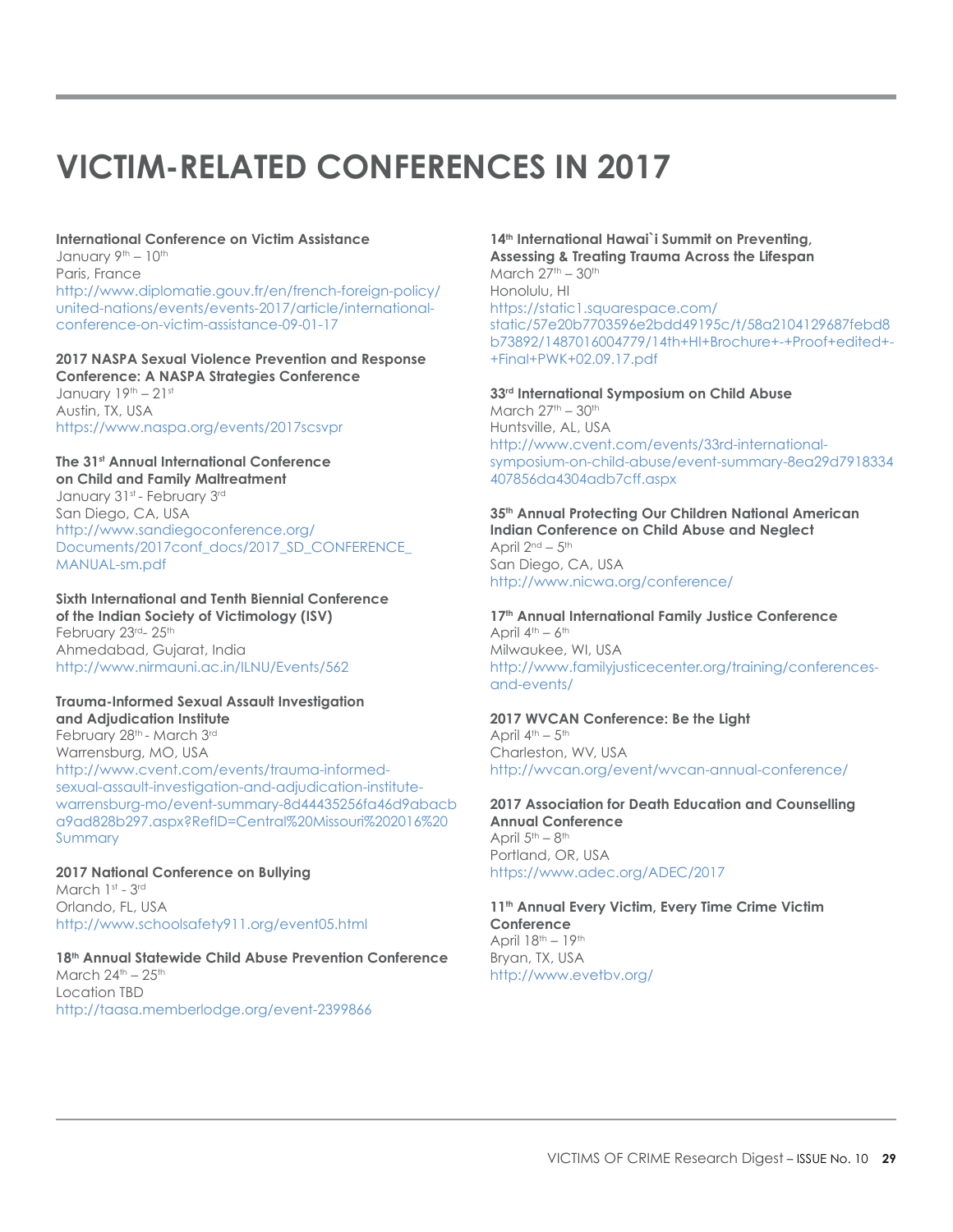# VICTIM-RELATED CONFERENCES IN 2017

**International Conference on Victim Assistance**
January 9th – 10th
Paris, France
http://www.diplomatie.gouv.fr/en/french-foreign-policy/united-nations/events/events-2017/article/international-conference-on-victim-assistance-09-01-17

**2017 NASPA Sexual Violence Prevention and Response Conference: A NASPA Strategies Conference**
January 19th – 21st
Austin, TX, USA
https://www.naspa.org/events/2017scsvpr

**The 31st Annual International Conference on Child and Family Maltreatment**
January 31st - February 3rd
San Diego, CA, USA
http://www.sandiegoconference.org/Documents/2017conf_docs/2017_SD_CONFERENCE_MANUAL-sm.pdf

**Sixth International and Tenth Biennial Conference of the Indian Society of Victimology (ISV)**
February 23rd- 25th
Ahmedabad, Gujarat, India
http://www.nirmauni.ac.in/ILNU/Events/562

**Trauma-Informed Sexual Assault Investigation and Adjudication Institute**
February 28th - March 3rd
Warrensburg, MO, USA
http://www.cvent.com/events/trauma-informed-sexual-assault-investigation-and-adjudication-institute-warrensburg-mo/event-summary-8d44435256fa46d9abacba9ad828b297.aspx?RefID=Central%20Missouri%202016%20Summary

**2017 National Conference on Bullying**
March 1st - 3rd
Orlando, FL, USA
http://www.schoolsafety911.org/event05.html

**18th Annual Statewide Child Abuse Prevention Conference**
March 24th – 25th
Location TBD
http://taasa.memberlodge.org/event-2399866

**14th International Hawai`i Summit on Preventing, Assessing & Treating Trauma Across the Lifespan**
March 27th – 30th
Honolulu, HI
https://static1.squarespace.com/static/57e20b7703596e2bdd49195c/t/58a2104129687febd8b73892/1487016004779/14th+HI+Brochure+-+Proof+edited+-+Final+PWK+02.09.17.pdf

**33rd International Symposium on Child Abuse**
March 27th – 30th
Huntsville, AL, USA
http://www.cvent.com/events/33rd-international-symposium-on-child-abuse/event-summary-8ea29d7918334407856da4304adb7cff.aspx

**35th Annual Protecting Our Children National American Indian Conference on Child Abuse and Neglect**
April 2nd – 5th
San Diego, CA, USA
http://www.nicwa.org/conference/

**17th Annual International Family Justice Conference**
April 4th – 6th
Milwaukee, WI, USA
http://www.familyjusticecenter.org/training/conferences-and-events/

**2017 WVCAN Conference: Be the Light**
April 4th – 5th
Charleston, WV, USA
http://wvcan.org/event/wvcan-annual-conference/

**2017 Association for Death Education and Counselling Annual Conference**
April 5th – 8th
Portland, OR, USA
https://www.adec.org/ADEC/2017

**11th Annual Every Victim, Every Time Crime Victim Conference**
April 18th – 19th
Bryan, TX, USA
http://www.evetbv.org/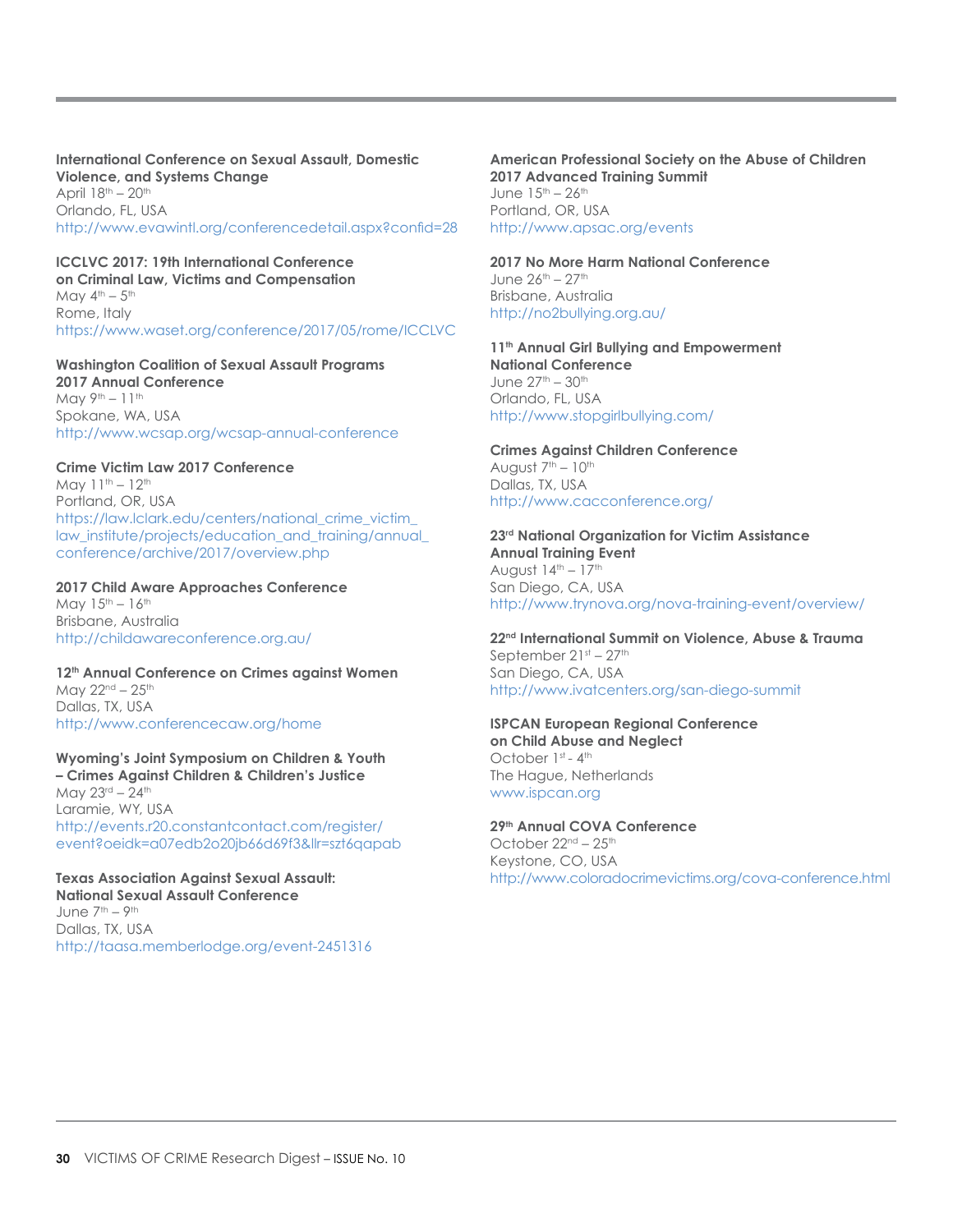**International Conference on Sexual Assault, Domestic Violence, and Systems Change**
April 18th – 20th
Orlando, FL, USA
http://www.evawintl.org/conferencedetail.aspx?confid=28

**ICCLVC 2017: 19th International Conference on Criminal Law, Victims and Compensation**
May 4th – 5th
Rome, Italy
https://www.waset.org/conference/2017/05/rome/ICCLVC

**Washington Coalition of Sexual Assault Programs 2017 Annual Conference**
May 9th – 11th
Spokane, WA, USA
http://www.wcsap.org/wcsap-annual-conference

**Crime Victim Law 2017 Conference**
May 11th – 12th
Portland, OR, USA
https://law.lclark.edu/centers/national_crime_victim_law_institute/projects/education_and_training/annual_conference/archive/2017/overview.php

**2017 Child Aware Approaches Conference**
May 15th – 16th
Brisbane, Australia
http://childawareconference.org.au/

**12th Annual Conference on Crimes against Women**
May 22nd – 25th
Dallas, TX, USA
http://www.conferencecaw.org/home

**Wyoming's Joint Symposium on Children & Youth – Crimes Against Children & Children's Justice**
May 23rd – 24th
Laramie, WY, USA
http://events.r20.constantcontact.com/register/event?oeidk=a07edb2o20jb66d69f3&llr=szt6qapab

**Texas Association Against Sexual Assault: National Sexual Assault Conference**
June 7th – 9th
Dallas, TX, USA
http://taasa.memberlodge.org/event-2451316

**American Professional Society on the Abuse of Children 2017 Advanced Training Summit**
June 15th – 26th
Portland, OR, USA
http://www.apsac.org/events

**2017 No More Harm National Conference**
June 26th – 27th
Brisbane, Australia
http://no2bullying.org.au/

**11th Annual Girl Bullying and Empowerment National Conference**
June 27th – 30th
Orlando, FL, USA
http://www.stopgirlbullying.com/

**Crimes Against Children Conference**
August 7th – 10th
Dallas, TX, USA
http://www.cacconference.org/

**23rd National Organization for Victim Assistance Annual Training Event**
August 14th – 17th
San Diego, CA, USA
http://www.trynova.org/nova-training-event/overview/

**22nd International Summit on Violence, Abuse & Trauma**
September 21st – 27th
San Diego, CA, USA
http://www.ivatcenters.org/san-diego-summit

**ISPCAN European Regional Conference on Child Abuse and Neglect**
October 1st - 4th
The Hague, Netherlands
www.ispcan.org

**29th Annual COVA Conference**
October 22nd – 25th
Keystone, CO, USA
http://www.coloradocrimevictims.org/cova-conference.html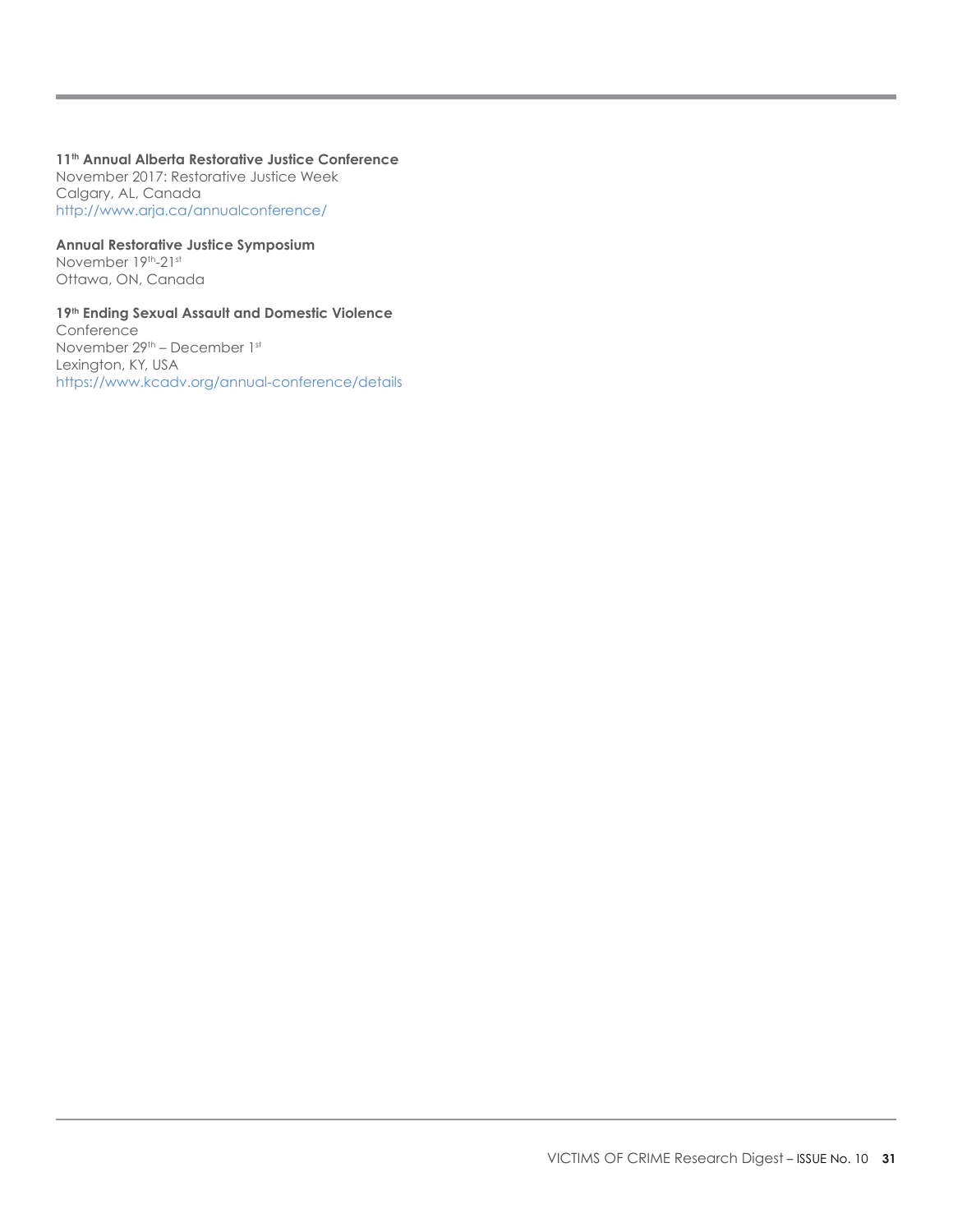**11th Annual Alberta Restorative Justice Conference**
November 2017: Restorative Justice Week
Calgary, AL, Canada
http://www.arja.ca/annualconference/

**Annual Restorative Justice Symposium**
November 19th-21st
Ottawa, ON, Canada

**19th Ending Sexual Assault and Domestic Violence** Conference
November 29th – December 1st
Lexington, KY, USA
https://www.kcadv.org/annual-conference/details